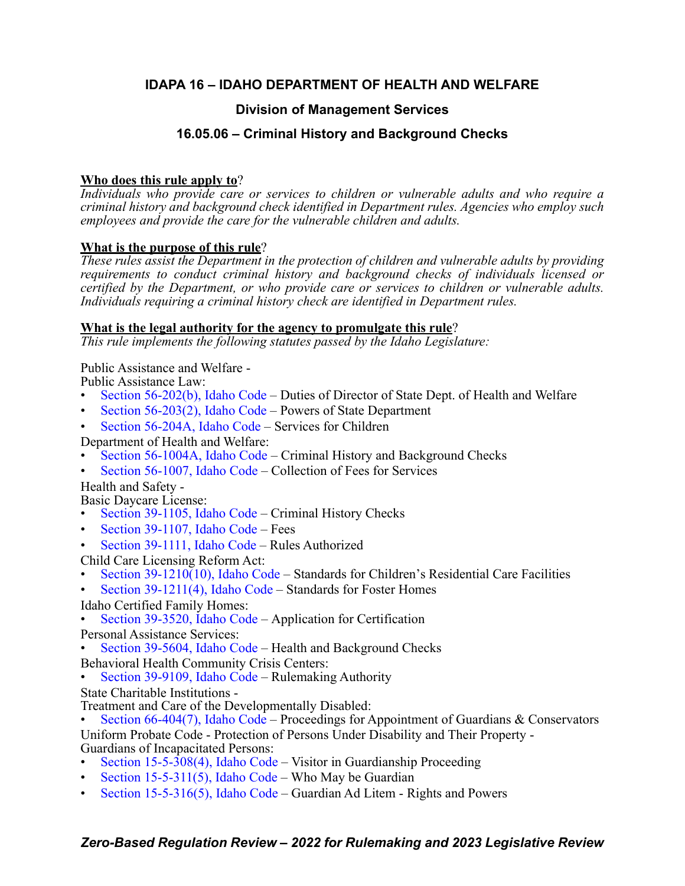# IDAPA 16 – IDAHO DEPARTMENT OF HEALTH AND WELFARE

## Division of Management Services

## 16.05.06 – Criminal History and Background Checks

**Who does this rule apply to**?

*Individuals who provide care or services to children or vulnerable adults and who require a criminal history and background check identified in Department rules. Agencies who employ such employees and provide the care for the vulnerable children and adults.*

**What is the purpose of this rule**?

*These rules assist the Department in the protection of children and vulnerable adults by providing requirements to conduct criminal history and background checks of individuals licensed or certified by the Department, or who provide care or services to children or vulnerable adults. Individuals requiring a criminal history check are identified in Department rules.*

**What is the legal authority for the agency to promulgate this rule**?

*This rule implements the following statutes passed by the Idaho Legislature:*

Public Assistance and Welfare -
Public Assistance Law:
- Section 56-202(b), Idaho Code – Duties of Director of State Dept. of Health and Welfare
- Section 56-203(2), Idaho Code – Powers of State Department
- Section 56-204A, Idaho Code – Services for Children

Department of Health and Welfare:
- Section 56-1004A, Idaho Code – Criminal History and Background Checks
- Section 56-1007, Idaho Code – Collection of Fees for Services

Health and Safety -
Basic Daycare License:
- Section 39-1105, Idaho Code – Criminal History Checks
- Section 39-1107, Idaho Code – Fees
- Section 39-1111, Idaho Code – Rules Authorized

Child Care Licensing Reform Act:
- Section 39-1210(10), Idaho Code – Standards for Children's Residential Care Facilities
- Section 39-1211(4), Idaho Code – Standards for Foster Homes

Idaho Certified Family Homes:
- Section 39-3520, Idaho Code – Application for Certification

Personal Assistance Services:
- Section 39-5604, Idaho Code – Health and Background Checks

Behavioral Health Community Crisis Centers:
- Section 39-9109, Idaho Code – Rulemaking Authority

State Charitable Institutions -
Treatment and Care of the Developmentally Disabled:
- Section 66-404(7), Idaho Code – Proceedings for Appointment of Guardians & Conservators

Uniform Probate Code - Protection of Persons Under Disability and Their Property -
Guardians of Incapacitated Persons:
- Section 15-5-308(4), Idaho Code – Visitor in Guardianship Proceeding
- Section 15-5-311(5), Idaho Code – Who May be Guardian
- Section 15-5-316(5), Idaho Code – Guardian Ad Litem - Rights and Powers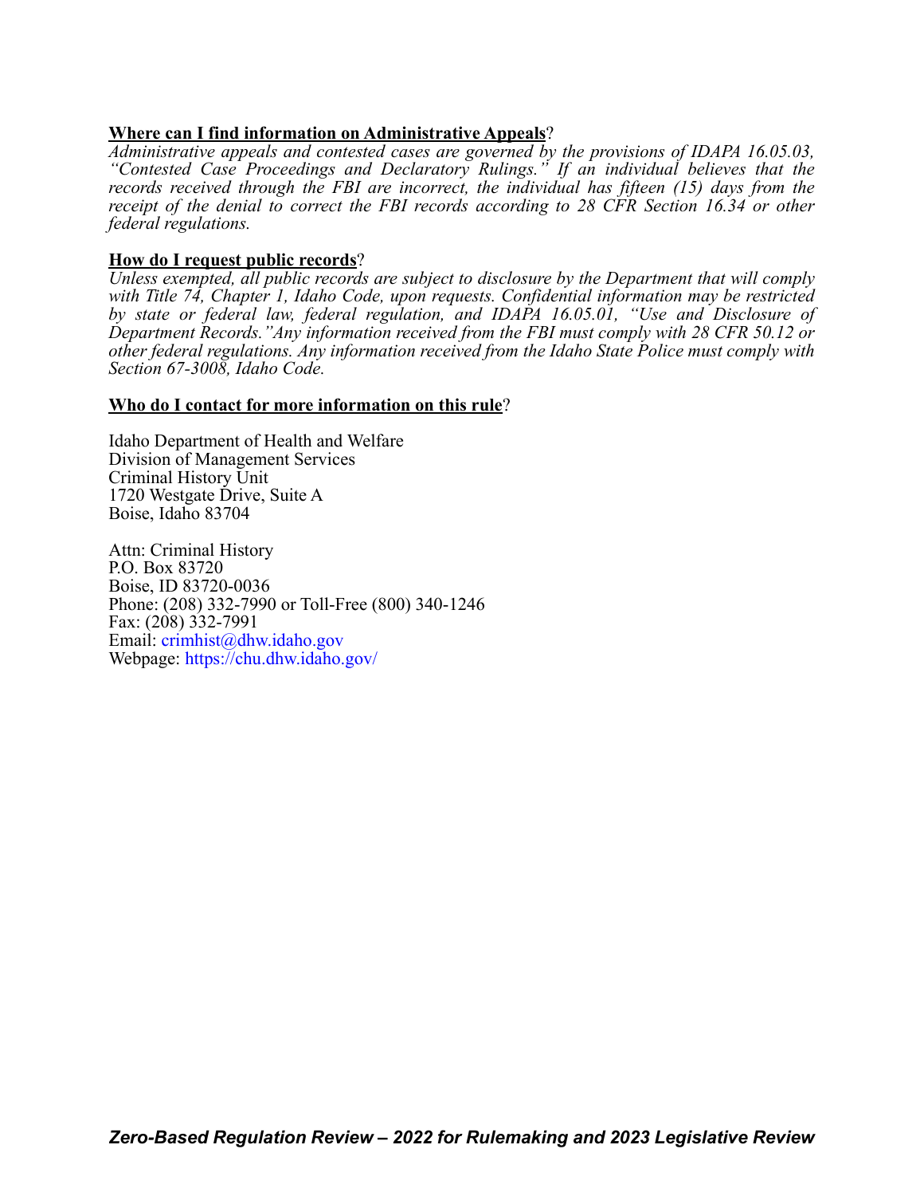**<u>Where can I find information on Administrative Appeals</u>**?
*Administrative appeals and contested cases are governed by the provisions of IDAPA 16.05.03, "Contested Case Proceedings and Declaratory Rulings." If an individual believes that the records received through the FBI are incorrect, the individual has fifteen (15) days from the receipt of the denial to correct the FBI records according to 28 CFR Section 16.34 or other federal regulations.*

**<u>How do I request public records</u>**?
*Unless exempted, all public records are subject to disclosure by the Department that will comply with Title 74, Chapter 1, Idaho Code, upon requests. Confidential information may be restricted by state or federal law, federal regulation, and IDAPA 16.05.01, "Use and Disclosure of Department Records."Any information received from the FBI must comply with 28 CFR 50.12 or other federal regulations. Any information received from the Idaho State Police must comply with Section 67-3008, Idaho Code.*

**<u>Who do I contact for more information on this rule</u>**?

Idaho Department of Health and Welfare
Division of Management Services
Criminal History Unit
1720 Westgate Drive, Suite A
Boise, Idaho 83704

Attn: Criminal History
P.O. Box 83720
Boise, ID 83720-0036
Phone: (208) 332-7990 or Toll-Free (800) 340-1246
Fax: (208) 332-7991
Email: crimhist@dhw.idaho.gov
Webpage: https://chu.dhw.idaho.gov/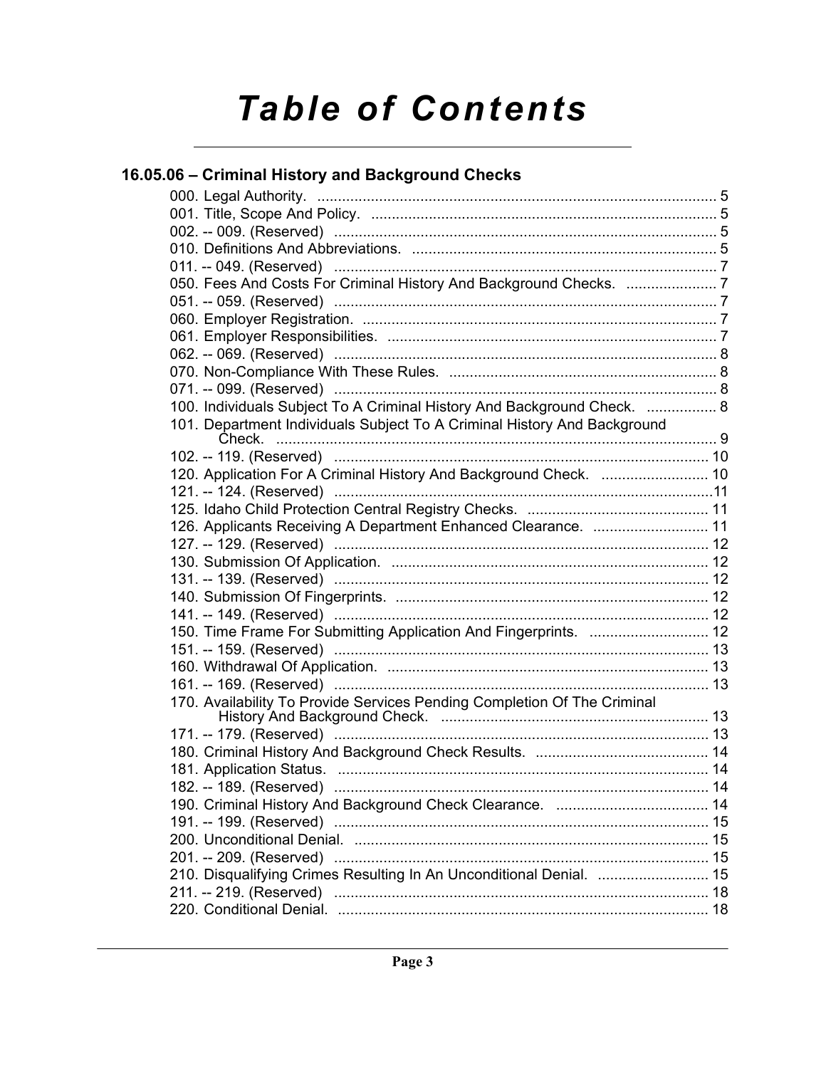# Table of Contents

## 16.05.06 – Criminal History and Background Checks

000. Legal Authority. ........................................................................................ 5
001. Title, Scope And Policy. ............................................................................ 5
002. -- 009. (Reserved) ..................................................................................... 5
010. Definitions And Abbreviations. .................................................................. 5
011. -- 049. (Reserved) ..................................................................................... 7
050. Fees And Costs For Criminal History And Background Checks. ...................... 7
051. -- 059. (Reserved) ..................................................................................... 7
060. Employer Registration. .............................................................................. 7
061. Employer Responsibilities. ........................................................................ 7
062. -- 069. (Reserved) ..................................................................................... 8
070. Non-Compliance With These Rules. ............................................................ 8
071. -- 099. (Reserved) ..................................................................................... 8
100. Individuals Subject To A Criminal History And Background Check. ................. 8
101. Department Individuals Subject To A Criminal History And Background Check. ........................................................................................................ 9
102. -- 119. (Reserved) ..................................................................................... 10
120. Application For A Criminal History And Background Check. .......................... 10
121. -- 124. (Reserved) ..................................................................................... 11
125. Idaho Child Protection Central Registry Checks. ............................................ 11
126. Applicants Receiving A Department Enhanced Clearance. ............................ 11
127. -- 129. (Reserved) ..................................................................................... 12
130. Submission Of Application. ....................................................................... 12
131. -- 139. (Reserved) ..................................................................................... 12
140. Submission Of Fingerprints. ...................................................................... 12
141. -- 149. (Reserved) ..................................................................................... 12
150. Time Frame For Submitting Application And Fingerprints. ............................. 12
151. -- 159. (Reserved) ..................................................................................... 13
160. Withdrawal Of Application. ........................................................................ 13
161. -- 169. (Reserved) ..................................................................................... 13
170. Availability To Provide Services Pending Completion Of The Criminal History And Background Check. ............................................................... 13
171. -- 179. (Reserved) ..................................................................................... 13
180. Criminal History And Background Check Results. ........................................ 14
181. Application Status. .................................................................................... 14
182. -- 189. (Reserved) ..................................................................................... 14
190. Criminal History And Background Check Clearance. ..................................... 14
191. -- 199. (Reserved) ..................................................................................... 15
200. Unconditional Denial. ................................................................................ 15
201. -- 209. (Reserved) ..................................................................................... 15
210. Disqualifying Crimes Resulting In An Unconditional Denial. ........................... 15
211. -- 219. (Reserved) ..................................................................................... 18
220. Conditional Denial. ................................................................................... 18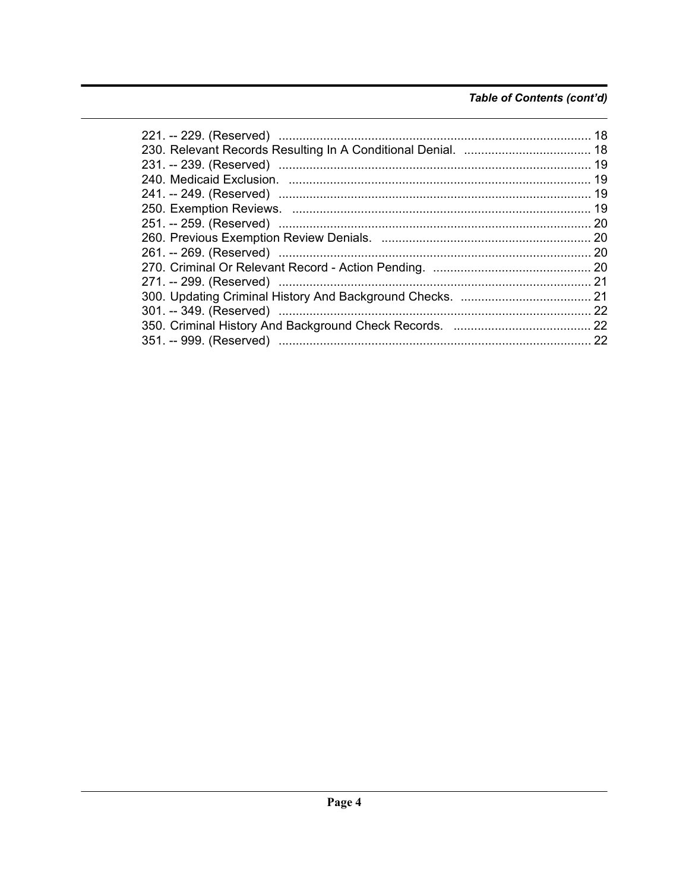*Table of Contents (cont'd)*

221. -- 229. (Reserved) ........................................................................................... 18
230. Relevant Records Resulting In A Conditional Denial. ...................................... 18
231. -- 239. (Reserved) ........................................................................................... 19
240. Medicaid Exclusion. ......................................................................................... 19
241. -- 249. (Reserved) ........................................................................................... 19
250. Exemption Reviews. ....................................................................................... 19
251. -- 259. (Reserved) ........................................................................................... 20
260. Previous Exemption Review Denials. .............................................................. 20
261. -- 269. (Reserved) ........................................................................................... 20
270. Criminal Or Relevant Record - Action Pending. .............................................. 20
271. -- 299. (Reserved) ........................................................................................... 21
300. Updating Criminal History And Background Checks. ...................................... 21
301. -- 349. (Reserved) ........................................................................................... 22
350. Criminal History And Background Check Records. ......................................... 22
351. -- 999. (Reserved) ........................................................................................... 22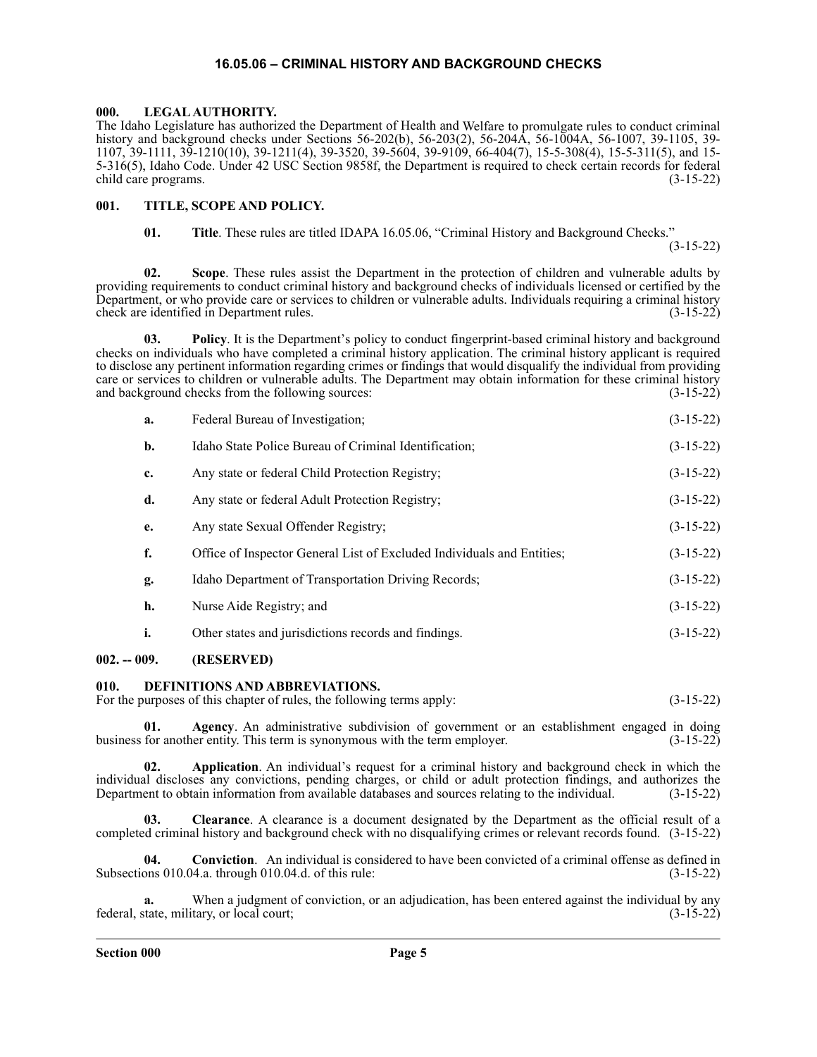# 16.05.06 – CRIMINAL HISTORY AND BACKGROUND CHECKS

## 000. LEGAL AUTHORITY.

The Idaho Legislature has authorized the Department of Health and Welfare to promulgate rules to conduct criminal history and background checks under Sections 56-202(b), 56-203(2), 56-204A, 56-1004A, 56-1007, 39-1105, 39-1107, 39-1111, 39-1210(10), 39-1211(4), 39-3520, 39-5604, 39-9109, 66-404(7), 15-5-308(4), 15-5-311(5), and 15-5-316(5), Idaho Code. Under 42 USC Section 9858f, the Department is required to check certain records for federal child care programs. (3-15-22)

## 001. TITLE, SCOPE AND POLICY.

**01. Title**. These rules are titled IDAPA 16.05.06, "Criminal History and Background Checks." (3-15-22)

**02. Scope**. These rules assist the Department in the protection of children and vulnerable adults by providing requirements to conduct criminal history and background checks of individuals licensed or certified by the Department, or who provide care or services to children or vulnerable adults. Individuals requiring a criminal history check are identified in Department rules. (3-15-22)

**03. Policy**. It is the Department's policy to conduct fingerprint-based criminal history and background checks on individuals who have completed a criminal history application. The criminal history applicant is required to disclose any pertinent information regarding crimes or findings that would disqualify the individual from providing care or services to children or vulnerable adults. The Department may obtain information for these criminal history and background checks from the following sources: (3-15-22)

**a.** Federal Bureau of Investigation; (3-15-22)

**b.** Idaho State Police Bureau of Criminal Identification; (3-15-22)

**c.** Any state or federal Child Protection Registry; (3-15-22)

**d.** Any state or federal Adult Protection Registry; (3-15-22)

**e.** Any state Sexual Offender Registry; (3-15-22)

**f.** Office of Inspector General List of Excluded Individuals and Entities; (3-15-22)

**g.** Idaho Department of Transportation Driving Records; (3-15-22)

**h.** Nurse Aide Registry; and (3-15-22)

**i.** Other states and jurisdictions records and findings. (3-15-22)

## 002. -- 009. (RESERVED)

## 010. DEFINITIONS AND ABBREVIATIONS.

For the purposes of this chapter of rules, the following terms apply: (3-15-22)

**01. Agency**. An administrative subdivision of government or an establishment engaged in doing business for another entity. This term is synonymous with the term employer. (3-15-22)

**02. Application**. An individual's request for a criminal history and background check in which the individual discloses any convictions, pending charges, or child or adult protection findings, and authorizes the Department to obtain information from available databases and sources relating to the individual. (3-15-22)

**03. Clearance**. A clearance is a document designated by the Department as the official result of a completed criminal history and background check with no disqualifying crimes or relevant records found. (3-15-22)

**04. Conviction**. An individual is considered to have been convicted of a criminal offense as defined in Subsections 010.04.a. through 010.04.d. of this rule: (3-15-22)

**a.** When a judgment of conviction, or an adjudication, has been entered against the individual by any federal, state, military, or local court; (3-15-22)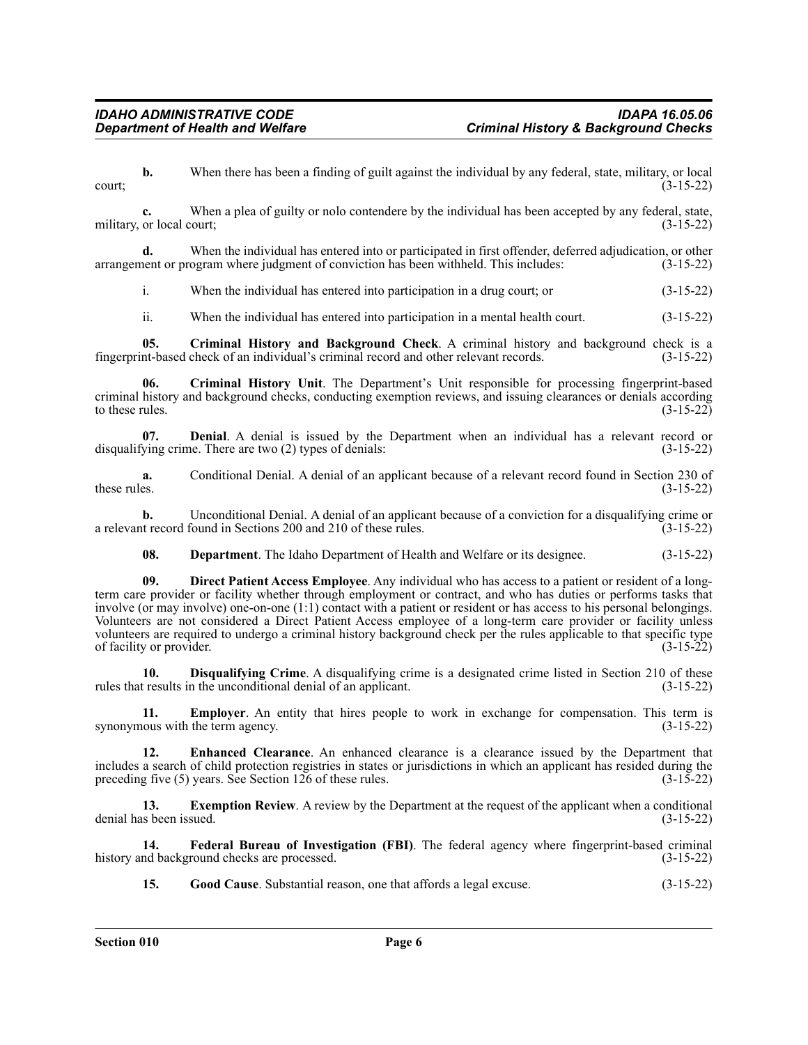**b.** When there has been a finding of guilt against the individual by any federal, state, military, or local court; (3-15-22)

**c.** When a plea of guilty or nolo contendere by the individual has been accepted by any federal, state, military, or local court; (3-15-22)

**d.** When the individual has entered into or participated in first offender, deferred adjudication, or other arrangement or program where judgment of conviction has been withheld. This includes: (3-15-22)

i. When the individual has entered into participation in a drug court; or (3-15-22)

ii. When the individual has entered into participation in a mental health court. (3-15-22)

**05. Criminal History and Background Check**. A criminal history and background check is a fingerprint-based check of an individual's criminal record and other relevant records. (3-15-22)

**06. Criminal History Unit**. The Department's Unit responsible for processing fingerprint-based criminal history and background checks, conducting exemption reviews, and issuing clearances or denials according to these rules. (3-15-22)

**07. Denial**. A denial is issued by the Department when an individual has a relevant record or disqualifying crime. There are two (2) types of denials: (3-15-22)

**a.** Conditional Denial. A denial of an applicant because of a relevant record found in Section 230 of these rules. (3-15-22)

**b.** Unconditional Denial. A denial of an applicant because of a conviction for a disqualifying crime or a relevant record found in Sections 200 and 210 of these rules. (3-15-22)

**08. Department**. The Idaho Department of Health and Welfare or its designee. (3-15-22)

**09. Direct Patient Access Employee**. Any individual who has access to a patient or resident of a long-term care provider or facility whether through employment or contract, and who has duties or performs tasks that involve (or may involve) one-on-one (1:1) contact with a patient or resident or has access to his personal belongings. Volunteers are not considered a Direct Patient Access employee of a long-term care provider or facility unless volunteers are required to undergo a criminal history background check per the rules applicable to that specific type of facility or provider. (3-15-22)

**10. Disqualifying Crime**. A disqualifying crime is a designated crime listed in Section 210 of these rules that results in the unconditional denial of an applicant. (3-15-22)

**11. Employer**. An entity that hires people to work in exchange for compensation. This term is synonymous with the term agency. (3-15-22)

**12. Enhanced Clearance**. An enhanced clearance is a clearance issued by the Department that includes a search of child protection registries in states or jurisdictions in which an applicant has resided during the preceding five (5) years. See Section 126 of these rules. (3-15-22)

**13. Exemption Review**. A review by the Department at the request of the applicant when a conditional denial has been issued. (3-15-22)

**14. Federal Bureau of Investigation (FBI)**. The federal agency where fingerprint-based criminal history and background checks are processed. (3-15-22)

**15. Good Cause**. Substantial reason, one that affords a legal excuse. (3-15-22)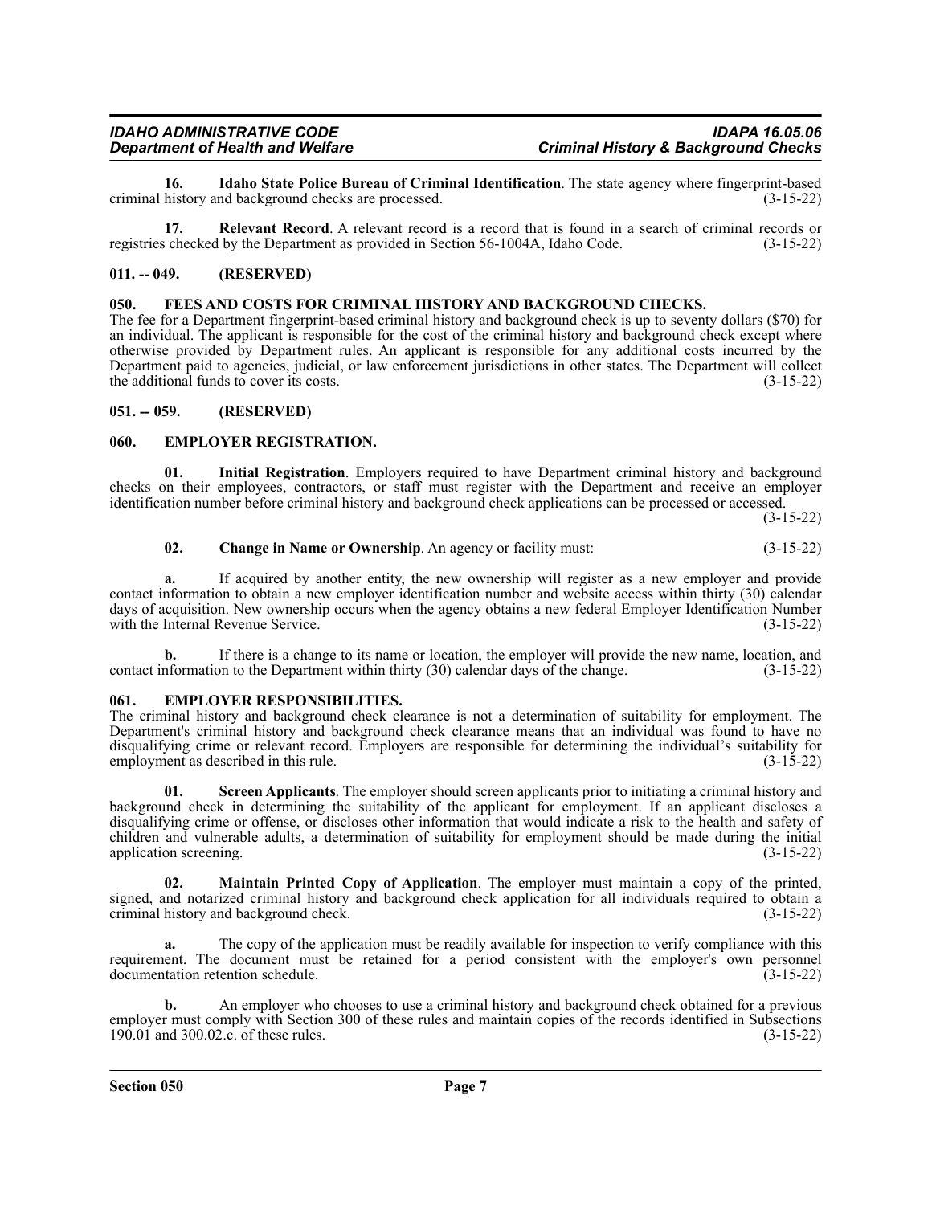**16. Idaho State Police Bureau of Criminal Identification**. The state agency where fingerprint-based criminal history and background checks are processed. (3-15-22)

**17. Relevant Record**. A relevant record is a record that is found in a search of criminal records or registries checked by the Department as provided in Section 56-1004A, Idaho Code. (3-15-22)

## 011. -- 049. (RESERVED)

## 050. FEES AND COSTS FOR CRIMINAL HISTORY AND BACKGROUND CHECKS.

The fee for a Department fingerprint-based criminal history and background check is up to seventy dollars ($70) for an individual. The applicant is responsible for the cost of the criminal history and background check except where otherwise provided by Department rules. An applicant is responsible for any additional costs incurred by the Department paid to agencies, judicial, or law enforcement jurisdictions in other states. The Department will collect the additional funds to cover its costs. (3-15-22)

## 051. -- 059. (RESERVED)

## 060. EMPLOYER REGISTRATION.

**01. Initial Registration**. Employers required to have Department criminal history and background checks on their employees, contractors, or staff must register with the Department and receive an employer identification number before criminal history and background check applications can be processed or accessed. (3-15-22)

**02. Change in Name or Ownership**. An agency or facility must: (3-15-22)

**a.** If acquired by another entity, the new ownership will register as a new employer and provide contact information to obtain a new employer identification number and website access within thirty (30) calendar days of acquisition. New ownership occurs when the agency obtains a new federal Employer Identification Number with the Internal Revenue Service. (3-15-22)

**b.** If there is a change to its name or location, the employer will provide the new name, location, and contact information to the Department within thirty (30) calendar days of the change. (3-15-22)

## 061. EMPLOYER RESPONSIBILITIES.

The criminal history and background check clearance is not a determination of suitability for employment. The Department's criminal history and background check clearance means that an individual was found to have no disqualifying crime or relevant record. Employers are responsible for determining the individual's suitability for employment as described in this rule. (3-15-22)

**01. Screen Applicants**. The employer should screen applicants prior to initiating a criminal history and background check in determining the suitability of the applicant for employment. If an applicant discloses a disqualifying crime or offense, or discloses other information that would indicate a risk to the health and safety of children and vulnerable adults, a determination of suitability for employment should be made during the initial application screening. (3-15-22)

**02. Maintain Printed Copy of Application**. The employer must maintain a copy of the printed, signed, and notarized criminal history and background check application for all individuals required to obtain a criminal history and background check. (3-15-22)

**a.** The copy of the application must be readily available for inspection to verify compliance with this requirement. The document must be retained for a period consistent with the employer's own personnel documentation retention schedule. (3-15-22)

**b.** An employer who chooses to use a criminal history and background check obtained for a previous employer must comply with Section 300 of these rules and maintain copies of the records identified in Subsections 190.01 and 300.02.c. of these rules. (3-15-22)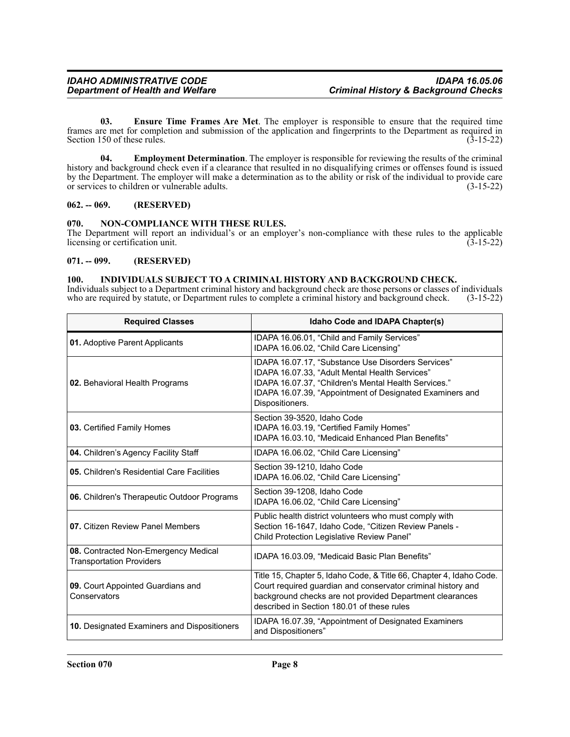**03. Ensure Time Frames Are Met**. The employer is responsible to ensure that the required time frames are met for completion and submission of the application and fingerprints to the Department as required in Section 150 of these rules. (3-15-22)

**04. Employment Determination**. The employer is responsible for reviewing the results of the criminal history and background check even if a clearance that resulted in no disqualifying crimes or offenses found is issued by the Department. The employer will make a determination as to the ability or risk of the individual to provide care or services to children or vulnerable adults. (3-15-22)

**062. -- 069. (RESERVED)**

**070. NON-COMPLIANCE WITH THESE RULES.**

The Department will report an individual's or an employer's non-compliance with these rules to the applicable licensing or certification unit. (3-15-22)

**071. -- 099. (RESERVED)**

**100. INDIVIDUALS SUBJECT TO A CRIMINAL HISTORY AND BACKGROUND CHECK.**

Individuals subject to a Department criminal history and background check are those persons or classes of individuals who are required by statute, or Department rules to complete a criminal history and background check. (3-15-22)

| Required Classes | Idaho Code and IDAPA Chapter(s) |
|---|---|
| **01.** Adoptive Parent Applicants | IDAPA 16.06.01, "Child and Family Services"<br>IDAPA 16.06.02, "Child Care Licensing" |
| **02.** Behavioral Health Programs | IDAPA 16.07.17, "Substance Use Disorders Services"<br>IDAPA 16.07.33, "Adult Mental Health Services"<br>IDAPA 16.07.37, "Children's Mental Health Services."<br>IDAPA 16.07.39, "Appointment of Designated Examiners and Dispositioners. |
| **03.** Certified Family Homes | Section 39-3520, Idaho Code<br>IDAPA 16.03.19, "Certified Family Homes"<br>IDAPA 16.03.10, "Medicaid Enhanced Plan Benefits" |
| **04.** Children's Agency Facility Staff | IDAPA 16.06.02, "Child Care Licensing" |
| **05.** Children's Residential Care Facilities | Section 39-1210, Idaho Code<br>IDAPA 16.06.02, "Child Care Licensing" |
| **06.** Children's Therapeutic Outdoor Programs | Section 39-1208, Idaho Code<br>IDAPA 16.06.02, "Child Care Licensing" |
| **07.** Citizen Review Panel Members | Public health district volunteers who must comply with Section 16-1647, Idaho Code, "Citizen Review Panels - Child Protection Legislative Review Panel" |
| **08.** Contracted Non-Emergency Medical Transportation Providers | IDAPA 16.03.09, "Medicaid Basic Plan Benefits" |
| **09.** Court Appointed Guardians and Conservators | Title 15, Chapter 5, Idaho Code, & Title 66, Chapter 4, Idaho Code. Court required guardian and conservator criminal history and background checks are not provided Department clearances described in Section 180.01 of these rules |
| **10.** Designated Examiners and Dispositioners | IDAPA 16.07.39, "Appointment of Designated Examiners and Dispositioners" |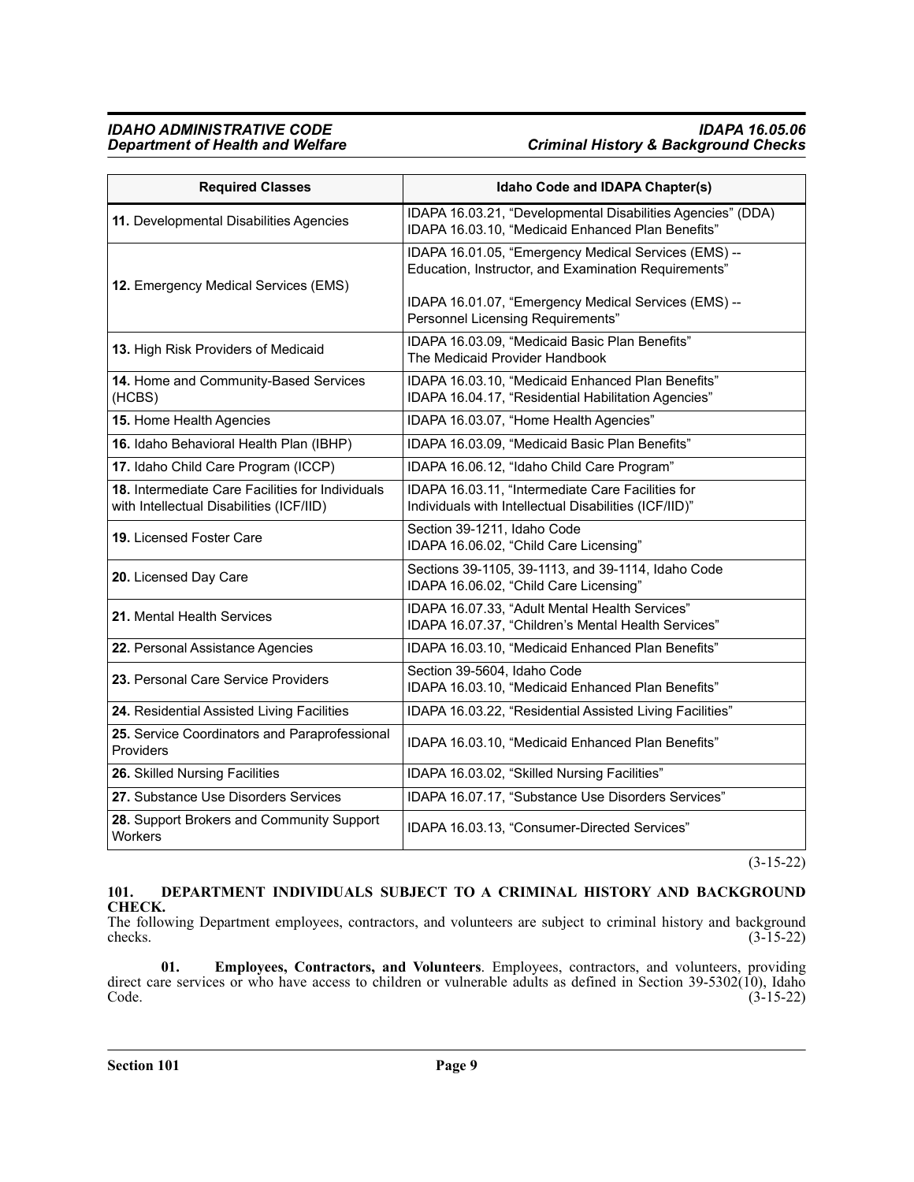| Required Classes | Idaho Code and IDAPA Chapter(s) |
|---|---|
| **11.** Developmental Disabilities Agencies | IDAPA 16.03.21, "Developmental Disabilities Agencies" (DDA)<br>IDAPA 16.03.10, "Medicaid Enhanced Plan Benefits" |
| **12.** Emergency Medical Services (EMS) | IDAPA 16.01.05, "Emergency Medical Services (EMS) -- Education, Instructor, and Examination Requirements"<br><br>IDAPA 16.01.07, "Emergency Medical Services (EMS) -- Personnel Licensing Requirements" |
| **13.** High Risk Providers of Medicaid | IDAPA 16.03.09, "Medicaid Basic Plan Benefits"<br>The Medicaid Provider Handbook |
| **14.** Home and Community-Based Services (HCBS) | IDAPA 16.03.10, "Medicaid Enhanced Plan Benefits"<br>IDAPA 16.04.17, "Residential Habilitation Agencies" |
| **15.** Home Health Agencies | IDAPA 16.03.07, "Home Health Agencies" |
| **16.** Idaho Behavioral Health Plan (IBHP) | IDAPA 16.03.09, "Medicaid Basic Plan Benefits" |
| **17.** Idaho Child Care Program (ICCP) | IDAPA 16.06.12, "Idaho Child Care Program" |
| **18.** Intermediate Care Facilities for Individuals with Intellectual Disabilities (ICF/IID) | IDAPA 16.03.11, "Intermediate Care Facilities for Individuals with Intellectual Disabilities (ICF/IID)" |
| **19.** Licensed Foster Care | Section 39-1211, Idaho Code<br>IDAPA 16.06.02, "Child Care Licensing" |
| **20.** Licensed Day Care | Sections 39-1105, 39-1113, and 39-1114, Idaho Code<br>IDAPA 16.06.02, "Child Care Licensing" |
| **21.** Mental Health Services | IDAPA 16.07.33, "Adult Mental Health Services"<br>IDAPA 16.07.37, "Children's Mental Health Services" |
| **22.** Personal Assistance Agencies | IDAPA 16.03.10, "Medicaid Enhanced Plan Benefits" |
| **23.** Personal Care Service Providers | Section 39-5604, Idaho Code<br>IDAPA 16.03.10, "Medicaid Enhanced Plan Benefits" |
| **24.** Residential Assisted Living Facilities | IDAPA 16.03.22, "Residential Assisted Living Facilities" |
| **25.** Service Coordinators and Paraprofessional Providers | IDAPA 16.03.10, "Medicaid Enhanced Plan Benefits" |
| **26.** Skilled Nursing Facilities | IDAPA 16.03.02, "Skilled Nursing Facilities" |
| **27.** Substance Use Disorders Services | IDAPA 16.07.17, "Substance Use Disorders Services" |
| **28.** Support Brokers and Community Support Workers | IDAPA 16.03.13, "Consumer-Directed Services" |

(3-15-22)

### 101. DEPARTMENT INDIVIDUALS SUBJECT TO A CRIMINAL HISTORY AND BACKGROUND CHECK.

The following Department employees, contractors, and volunteers are subject to criminal history and background checks. (3-15-22)

**01. Employees, Contractors, and Volunteers**. Employees, contractors, and volunteers, providing direct care services or who have access to children or vulnerable adults as defined in Section 39-5302(10), Idaho Code. (3-15-22)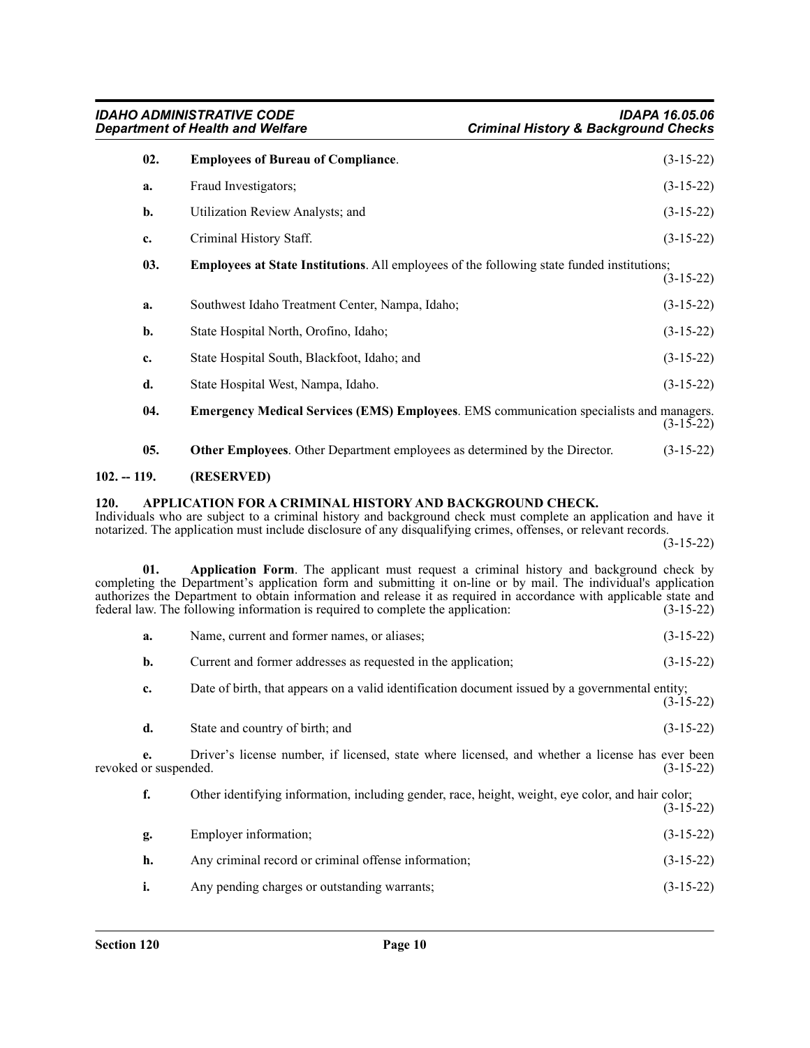**02. Employees of Bureau of Compliance**. (3-15-22)

**a.** Fraud Investigators; (3-15-22)

**b.** Utilization Review Analysts; and (3-15-22)

**c.** Criminal History Staff. (3-15-22)

**03. Employees at State Institutions**. All employees of the following state funded institutions; (3-15-22)

**a.** Southwest Idaho Treatment Center, Nampa, Idaho; (3-15-22)

**b.** State Hospital North, Orofino, Idaho; (3-15-22)

**c.** State Hospital South, Blackfoot, Idaho; and (3-15-22)

**d.** State Hospital West, Nampa, Idaho. (3-15-22)

**04. Emergency Medical Services (EMS) Employees**. EMS communication specialists and managers. (3-15-22)

**05. Other Employees**. Other Department employees as determined by the Director. (3-15-22)

## 102. -- 119. (RESERVED)

## 120. APPLICATION FOR A CRIMINAL HISTORY AND BACKGROUND CHECK.

Individuals who are subject to a criminal history and background check must complete an application and have it notarized. The application must include disclosure of any disqualifying crimes, offenses, or relevant records. (3-15-22)

**01. Application Form**. The applicant must request a criminal history and background check by completing the Department's application form and submitting it on-line or by mail. The individual's application authorizes the Department to obtain information and release it as required in accordance with applicable state and federal law. The following information is required to complete the application: (3-15-22)

**a.** Name, current and former names, or aliases; (3-15-22)

**b.** Current and former addresses as requested in the application; (3-15-22)

**c.** Date of birth, that appears on a valid identification document issued by a governmental entity; (3-15-22)

**d.** State and country of birth; and (3-15-22)

**e.** Driver's license number, if licensed, state where licensed, and whether a license has ever been revoked or suspended. (3-15-22)

**f.** Other identifying information, including gender, race, height, weight, eye color, and hair color; (3-15-22)

**g.** Employer information; (3-15-22)

**h.** Any criminal record or criminal offense information; (3-15-22)

**i.** Any pending charges or outstanding warrants; (3-15-22)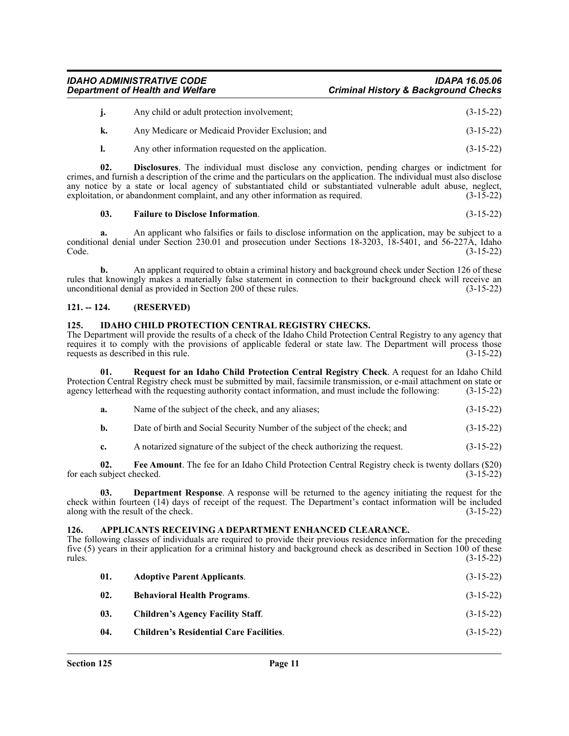**j.** Any child or adult protection involvement; (3-15-22)

**k.** Any Medicare or Medicaid Provider Exclusion; and (3-15-22)

**l.** Any other information requested on the application. (3-15-22)

**02. Disclosures**. The individual must disclose any conviction, pending charges or indictment for crimes, and furnish a description of the crime and the particulars on the application. The individual must also disclose any notice by a state or local agency of substantiated child or substantiated vulnerable adult abuse, neglect, exploitation, or abandonment complaint, and any other information as required. (3-15-22)

**03. Failure to Disclose Information**. (3-15-22)

**a.** An applicant who falsifies or fails to disclose information on the application, may be subject to a conditional denial under Section 230.01 and prosecution under Sections 18-3203, 18-5401, and 56-227A, Idaho Code. (3-15-22)

**b.** An applicant required to obtain a criminal history and background check under Section 126 of these rules that knowingly makes a materially false statement in connection to their background check will receive an unconditional denial as provided in Section 200 of these rules. (3-15-22)

## 121. -- 124. (RESERVED)

## 125. IDAHO CHILD PROTECTION CENTRAL REGISTRY CHECKS.

The Department will provide the results of a check of the Idaho Child Protection Central Registry to any agency that requires it to comply with the provisions of applicable federal or state law. The Department will process those requests as described in this rule. (3-15-22)

**01. Request for an Idaho Child Protection Central Registry Check**. A request for an Idaho Child Protection Central Registry check must be submitted by mail, facsimile transmission, or e-mail attachment on state or agency letterhead with the requesting authority contact information, and must include the following: (3-15-22)

**a.** Name of the subject of the check, and any aliases; (3-15-22)

**b.** Date of birth and Social Security Number of the subject of the check; and (3-15-22)

**c.** A notarized signature of the subject of the check authorizing the request. (3-15-22)

**02. Fee Amount**. The fee for an Idaho Child Protection Central Registry check is twenty dollars ($20) for each subject checked. (3-15-22)

**03. Department Response**. A response will be returned to the agency initiating the request for the check within fourteen (14) days of receipt of the request. The Department's contact information will be included along with the result of the check. (3-15-22)

## 126. APPLICANTS RECEIVING A DEPARTMENT ENHANCED CLEARANCE.

The following classes of individuals are required to provide their previous residence information for the preceding five (5) years in their application for a criminal history and background check as described in Section 100 of these rules. (3-15-22)

**01. Adoptive Parent Applicants**. (3-15-22)

**02. Behavioral Health Programs**. (3-15-22)

**03. Children's Agency Facility Staff**. (3-15-22)

**04. Children's Residential Care Facilities**. (3-15-22)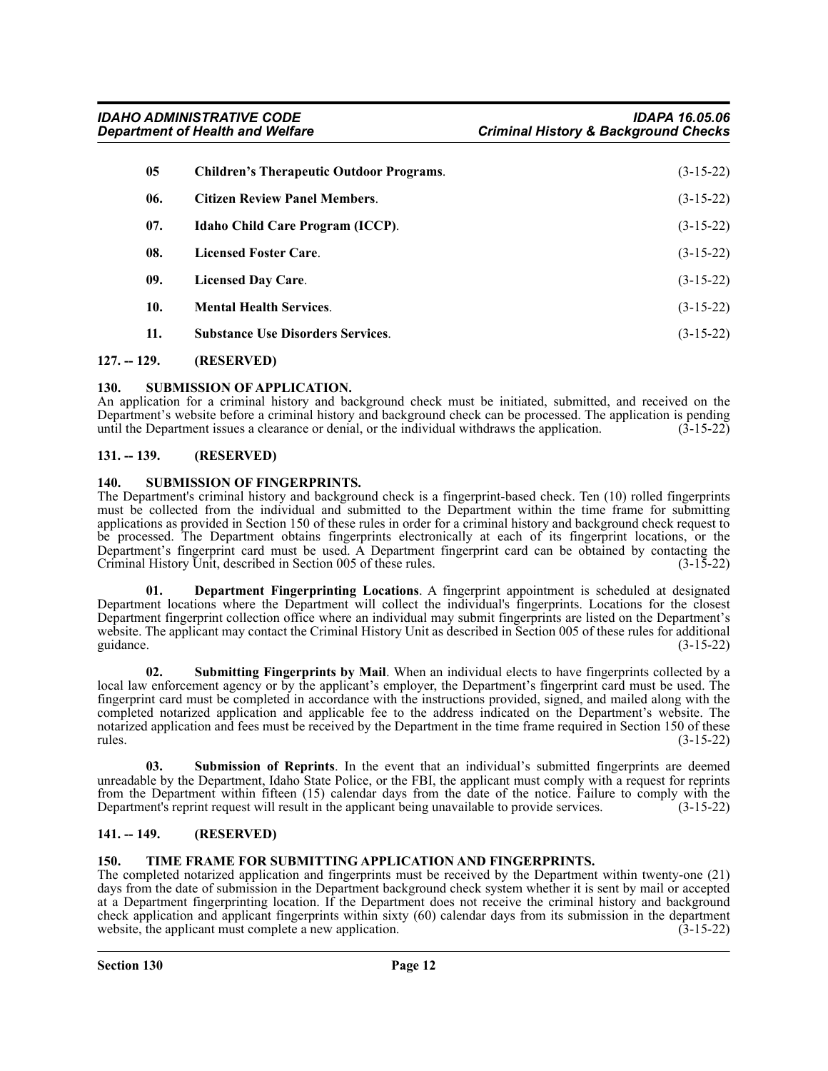**05 Children's Therapeutic Outdoor Programs**. (3-15-22)

**06. Citizen Review Panel Members**. (3-15-22)

**07. Idaho Child Care Program (ICCP)**. (3-15-22)

**08. Licensed Foster Care**. (3-15-22)

**09. Licensed Day Care**. (3-15-22)

**10. Mental Health Services**. (3-15-22)

**11. Substance Use Disorders Services**. (3-15-22)

**127. -- 129. (RESERVED)**

**130. SUBMISSION OF APPLICATION.**

An application for a criminal history and background check must be initiated, submitted, and received on the Department's website before a criminal history and background check can be processed. The application is pending until the Department issues a clearance or denial, or the individual withdraws the application. (3-15-22)

**131. -- 139. (RESERVED)**

**140. SUBMISSION OF FINGERPRINTS.**

The Department's criminal history and background check is a fingerprint-based check. Ten (10) rolled fingerprints must be collected from the individual and submitted to the Department within the time frame for submitting applications as provided in Section 150 of these rules in order for a criminal history and background check request to be processed. The Department obtains fingerprints electronically at each of its fingerprint locations, or the Department's fingerprint card must be used. A Department fingerprint card can be obtained by contacting the Criminal History Unit, described in Section 005 of these rules. (3-15-22)

**01. Department Fingerprinting Locations**. A fingerprint appointment is scheduled at designated Department locations where the Department will collect the individual's fingerprints. Locations for the closest Department fingerprint collection office where an individual may submit fingerprints are listed on the Department's website. The applicant may contact the Criminal History Unit as described in Section 005 of these rules for additional guidance. (3-15-22)

**02. Submitting Fingerprints by Mail**. When an individual elects to have fingerprints collected by a local law enforcement agency or by the applicant's employer, the Department's fingerprint card must be used. The fingerprint card must be completed in accordance with the instructions provided, signed, and mailed along with the completed notarized application and applicable fee to the address indicated on the Department's website. The notarized application and fees must be received by the Department in the time frame required in Section 150 of these rules. (3-15-22)

**03. Submission of Reprints**. In the event that an individual's submitted fingerprints are deemed unreadable by the Department, Idaho State Police, or the FBI, the applicant must comply with a request for reprints from the Department within fifteen (15) calendar days from the date of the notice. Failure to comply with the Department's reprint request will result in the applicant being unavailable to provide services. (3-15-22)

**141. -- 149. (RESERVED)**

**150. TIME FRAME FOR SUBMITTING APPLICATION AND FINGERPRINTS.**

The completed notarized application and fingerprints must be received by the Department within twenty-one (21) days from the date of submission in the Department background check system whether it is sent by mail or accepted at a Department fingerprinting location. If the Department does not receive the criminal history and background check application and applicant fingerprints within sixty (60) calendar days from its submission in the department website, the applicant must complete a new application. (3-15-22)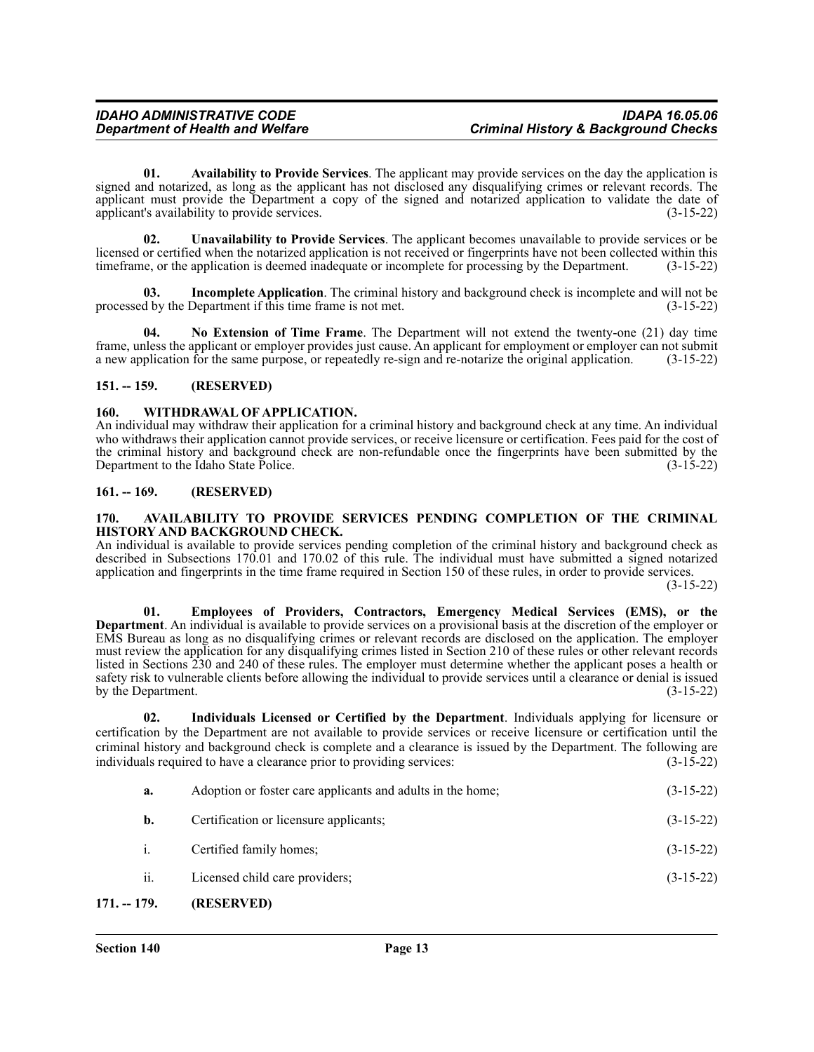**01. Availability to Provide Services**. The applicant may provide services on the day the application is signed and notarized, as long as the applicant has not disclosed any disqualifying crimes or relevant records. The applicant must provide the Department a copy of the signed and notarized application to validate the date of applicant's availability to provide services. (3-15-22)

**02. Unavailability to Provide Services**. The applicant becomes unavailable to provide services or be licensed or certified when the notarized application is not received or fingerprints have not been collected within this timeframe, or the application is deemed inadequate or incomplete for processing by the Department. (3-15-22)

**03. Incomplete Application**. The criminal history and background check is incomplete and will not be processed by the Department if this time frame is not met. (3-15-22)

**04. No Extension of Time Frame**. The Department will not extend the twenty-one (21) day time frame, unless the applicant or employer provides just cause. An applicant for employment or employer can not submit a new application for the same purpose, or repeatedly re-sign and re-notarize the original application. (3-15-22)

## 151. -- 159. (RESERVED)

## 160. WITHDRAWAL OF APPLICATION.

An individual may withdraw their application for a criminal history and background check at any time. An individual who withdraws their application cannot provide services, or receive licensure or certification. Fees paid for the cost of the criminal history and background check are non-refundable once the fingerprints have been submitted by the Department to the Idaho State Police. (3-15-22)

## 161. -- 169. (RESERVED)

## 170. AVAILABILITY TO PROVIDE SERVICES PENDING COMPLETION OF THE CRIMINAL HISTORY AND BACKGROUND CHECK.

An individual is available to provide services pending completion of the criminal history and background check as described in Subsections 170.01 and 170.02 of this rule. The individual must have submitted a signed notarized application and fingerprints in the time frame required in Section 150 of these rules, in order to provide services. (3-15-22)

**01. Employees of Providers, Contractors, Emergency Medical Services (EMS), or the Department**. An individual is available to provide services on a provisional basis at the discretion of the employer or EMS Bureau as long as no disqualifying crimes or relevant records are disclosed on the application. The employer must review the application for any disqualifying crimes listed in Section 210 of these rules or other relevant records listed in Sections 230 and 240 of these rules. The employer must determine whether the applicant poses a health or safety risk to vulnerable clients before allowing the individual to provide services until a clearance or denial is issued by the Department. (3-15-22)

**02. Individuals Licensed or Certified by the Department**. Individuals applying for licensure or certification by the Department are not available to provide services or receive licensure or certification until the criminal history and background check is complete and a clearance is issued by the Department. The following are individuals required to have a clearance prior to providing services: (3-15-22)

**a.** Adoption or foster care applicants and adults in the home; (3-15-22)

**b.** Certification or licensure applicants; (3-15-22)

i. Certified family homes; (3-15-22)

ii. Licensed child care providers; (3-15-22)

## 171. -- 179. (RESERVED)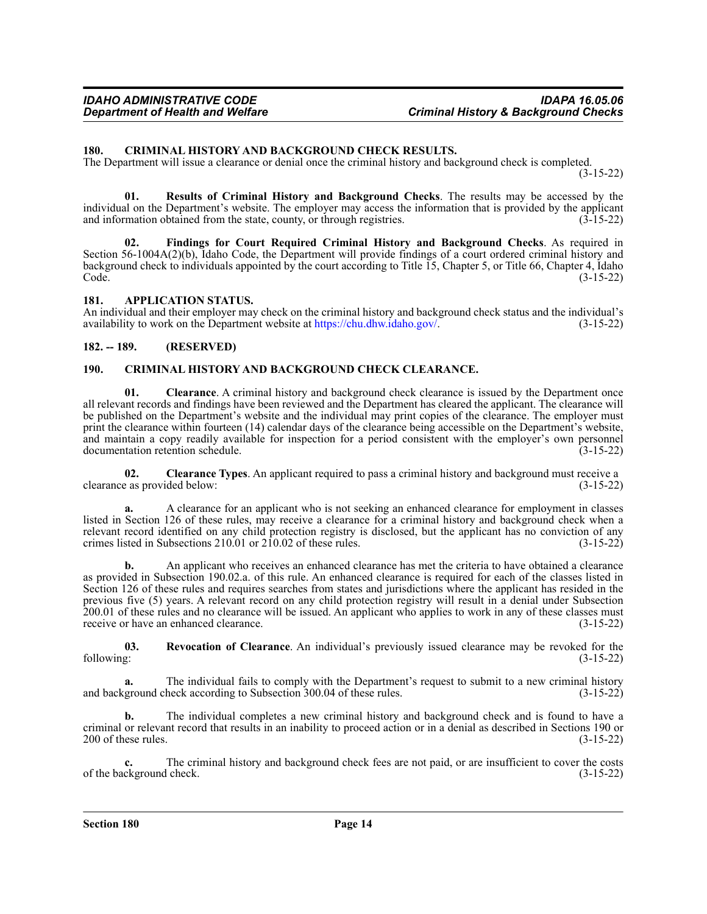### 180. CRIMINAL HISTORY AND BACKGROUND CHECK RESULTS.

The Department will issue a clearance or denial once the criminal history and background check is completed. (3-15-22)

**01. Results of Criminal History and Background Checks**. The results may be accessed by the individual on the Department's website. The employer may access the information that is provided by the applicant and information obtained from the state, county, or through registries. (3-15-22)

**02. Findings for Court Required Criminal History and Background Checks**. As required in Section 56-1004A(2)(b), Idaho Code, the Department will provide findings of a court ordered criminal history and background check to individuals appointed by the court according to Title 15, Chapter 5, or Title 66, Chapter 4, Idaho Code. (3-15-22)

### 181. APPLICATION STATUS.

An individual and their employer may check on the criminal history and background check status and the individual's availability to work on the Department website at https://chu.dhw.idaho.gov/. (3-15-22)

### 182. -- 189. (RESERVED)

### 190. CRIMINAL HISTORY AND BACKGROUND CHECK CLEARANCE.

**01. Clearance**. A criminal history and background check clearance is issued by the Department once all relevant records and findings have been reviewed and the Department has cleared the applicant. The clearance will be published on the Department's website and the individual may print copies of the clearance. The employer must print the clearance within fourteen (14) calendar days of the clearance being accessible on the Department's website, and maintain a copy readily available for inspection for a period consistent with the employer's own personnel documentation retention schedule. (3-15-22)

**02. Clearance Types**. An applicant required to pass a criminal history and background must receive a clearance as provided below: (3-15-22)

**a.** A clearance for an applicant who is not seeking an enhanced clearance for employment in classes listed in Section 126 of these rules, may receive a clearance for a criminal history and background check when a relevant record identified on any child protection registry is disclosed, but the applicant has no conviction of any crimes listed in Subsections 210.01 or 210.02 of these rules. (3-15-22)

**b.** An applicant who receives an enhanced clearance has met the criteria to have obtained a clearance as provided in Subsection 190.02.a. of this rule. An enhanced clearance is required for each of the classes listed in Section 126 of these rules and requires searches from states and jurisdictions where the applicant has resided in the previous five (5) years. A relevant record on any child protection registry will result in a denial under Subsection 200.01 of these rules and no clearance will be issued. An applicant who applies to work in any of these classes must receive or have an enhanced clearance. (3-15-22)

**03. Revocation of Clearance**. An individual's previously issued clearance may be revoked for the following: (3-15-22)

**a.** The individual fails to comply with the Department's request to submit to a new criminal history and background check according to Subsection 300.04 of these rules. (3-15-22)

**b.** The individual completes a new criminal history and background check and is found to have a criminal or relevant record that results in an inability to proceed action or in a denial as described in Sections 190 or 200 of these rules. (3-15-22)

**c.** The criminal history and background check fees are not paid, or are insufficient to cover the costs of the background check. (3-15-22)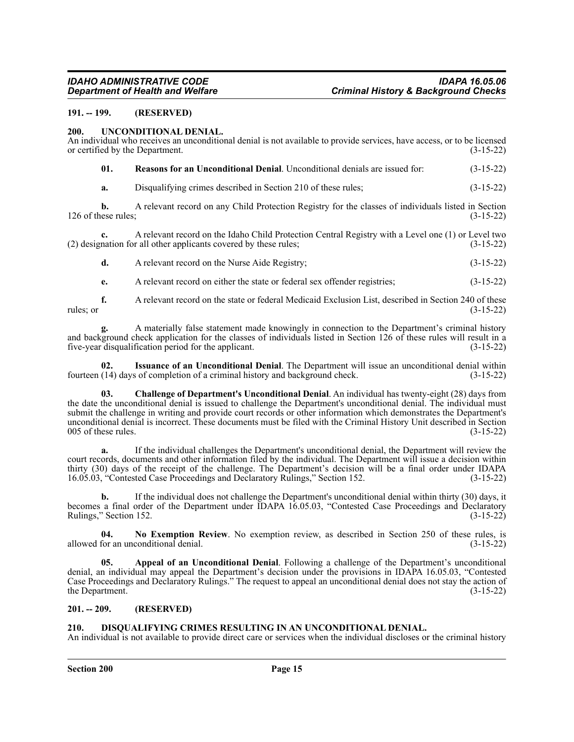**191. -- 199. (RESERVED)**

**200. UNCONDITIONAL DENIAL.**

An individual who receives an unconditional denial is not available to provide services, have access, or to be licensed or certified by the Department. (3-15-22)

**01. Reasons for an Unconditional Denial**. Unconditional denials are issued for: (3-15-22)

**a.** Disqualifying crimes described in Section 210 of these rules; (3-15-22)

**b.** A relevant record on any Child Protection Registry for the classes of individuals listed in Section 126 of these rules; (3-15-22)

**c.** A relevant record on the Idaho Child Protection Central Registry with a Level one (1) or Level two (2) designation for all other applicants covered by these rules; (3-15-22)

**d.** A relevant record on the Nurse Aide Registry; (3-15-22)

**e.** A relevant record on either the state or federal sex offender registries; (3-15-22)

**f.** A relevant record on the state or federal Medicaid Exclusion List, described in Section 240 of these rules; or (3-15-22)

**g.** A materially false statement made knowingly in connection to the Department's criminal history and background check application for the classes of individuals listed in Section 126 of these rules will result in a five-year disqualification period for the applicant. (3-15-22)

**02. Issuance of an Unconditional Denial**. The Department will issue an unconditional denial within fourteen (14) days of completion of a criminal history and background check. (3-15-22)

**03. Challenge of Department's Unconditional Denial**. An individual has twenty-eight (28) days from the date the unconditional denial is issued to challenge the Department's unconditional denial. The individual must submit the challenge in writing and provide court records or other information which demonstrates the Department's unconditional denial is incorrect. These documents must be filed with the Criminal History Unit described in Section 005 of these rules. (3-15-22)

**a.** If the individual challenges the Department's unconditional denial, the Department will review the court records, documents and other information filed by the individual. The Department will issue a decision within thirty (30) days of the receipt of the challenge. The Department's decision will be a final order under IDAPA 16.05.03, "Contested Case Proceedings and Declaratory Rulings," Section 152. (3-15-22)

**b.** If the individual does not challenge the Department's unconditional denial within thirty (30) days, it becomes a final order of the Department under IDAPA 16.05.03, "Contested Case Proceedings and Declaratory Rulings," Section 152. (3-15-22)

**04. No Exemption Review**. No exemption review, as described in Section 250 of these rules, is allowed for an unconditional denial. (3-15-22)

**05. Appeal of an Unconditional Denial**. Following a challenge of the Department's unconditional denial, an individual may appeal the Department's decision under the provisions in IDAPA 16.05.03, "Contested Case Proceedings and Declaratory Rulings." The request to appeal an unconditional denial does not stay the action of the Department. (3-15-22)

**201. -- 209. (RESERVED)**

**210. DISQUALIFYING CRIMES RESULTING IN AN UNCONDITIONAL DENIAL.**

An individual is not available to provide direct care or services when the individual discloses or the criminal history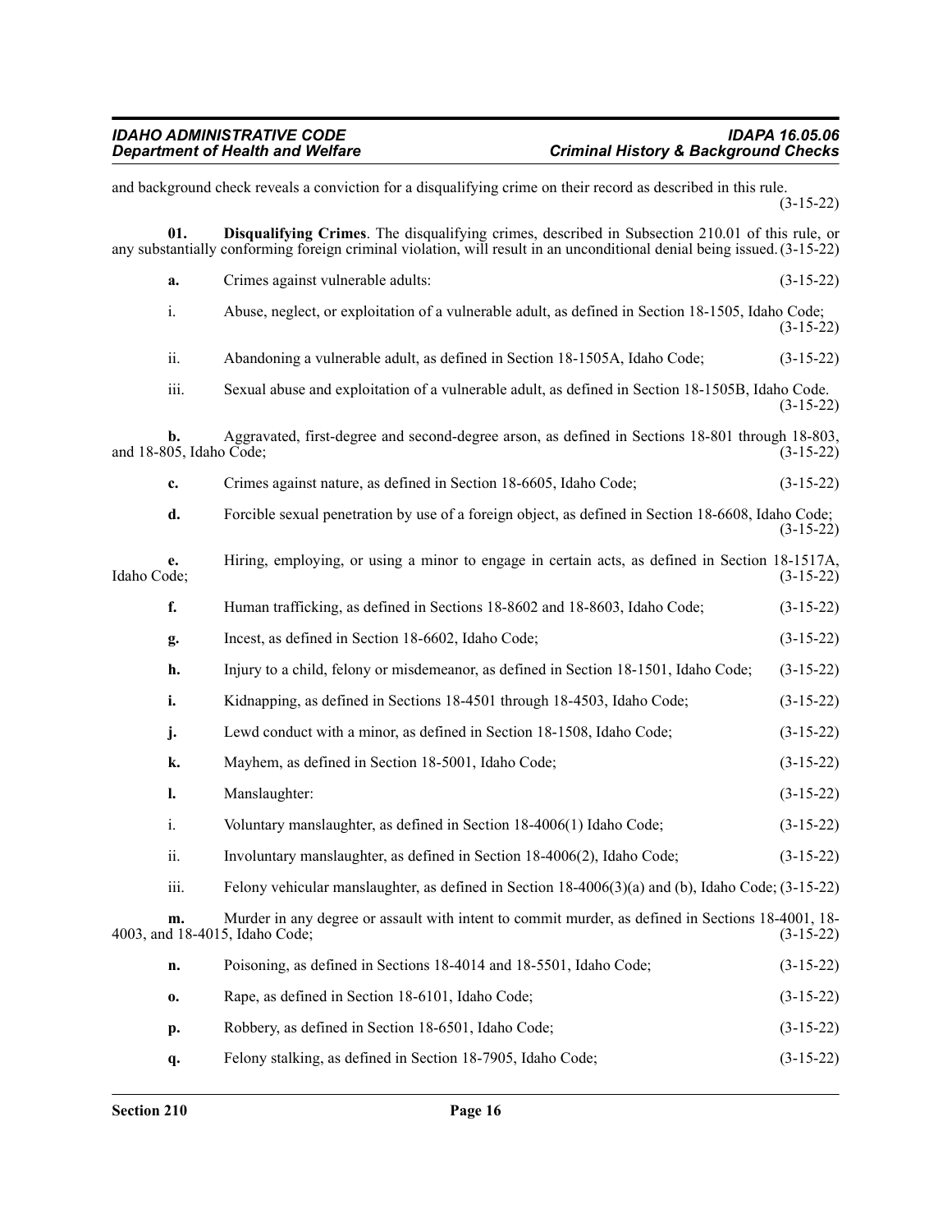and background check reveals a conviction for a disqualifying crime on their record as described in this rule. (3-15-22)

**01. Disqualifying Crimes**. The disqualifying crimes, described in Subsection 210.01 of this rule, or any substantially conforming foreign criminal violation, will result in an unconditional denial being issued. (3-15-22)

**a.** Crimes against vulnerable adults: (3-15-22)

i. Abuse, neglect, or exploitation of a vulnerable adult, as defined in Section 18-1505, Idaho Code; (3-15-22)

ii. Abandoning a vulnerable adult, as defined in Section 18-1505A, Idaho Code; (3-15-22)

iii. Sexual abuse and exploitation of a vulnerable adult, as defined in Section 18-1505B, Idaho Code. (3-15-22)

**b.** Aggravated, first-degree and second-degree arson, as defined in Sections 18-801 through 18-803, and 18-805, Idaho Code; (3-15-22)

**c.** Crimes against nature, as defined in Section 18-6605, Idaho Code; (3-15-22)

**d.** Forcible sexual penetration by use of a foreign object, as defined in Section 18-6608, Idaho Code; (3-15-22)

**e.** Hiring, employing, or using a minor to engage in certain acts, as defined in Section 18-1517A, Idaho Code; (3-15-22)

**f.** Human trafficking, as defined in Sections 18-8602 and 18-8603, Idaho Code; (3-15-22)

**g.** Incest, as defined in Section 18-6602, Idaho Code; (3-15-22)

**h.** Injury to a child, felony or misdemeanor, as defined in Section 18-1501, Idaho Code; (3-15-22)

**i.** Kidnapping, as defined in Sections 18-4501 through 18-4503, Idaho Code; (3-15-22)

**j.** Lewd conduct with a minor, as defined in Section 18-1508, Idaho Code; (3-15-22)

**k.** Mayhem, as defined in Section 18-5001, Idaho Code; (3-15-22)

**l.** Manslaughter: (3-15-22)

i. Voluntary manslaughter, as defined in Section 18-4006(1) Idaho Code; (3-15-22)

ii. Involuntary manslaughter, as defined in Section 18-4006(2), Idaho Code; (3-15-22)

iii. Felony vehicular manslaughter, as defined in Section 18-4006(3)(a) and (b), Idaho Code; (3-15-22)

**m.** Murder in any degree or assault with intent to commit murder, as defined in Sections 18-4001, 18-4003, and 18-4015, Idaho Code; (3-15-22)

**n.** Poisoning, as defined in Sections 18-4014 and 18-5501, Idaho Code; (3-15-22)

**o.** Rape, as defined in Section 18-6101, Idaho Code; (3-15-22)

**p.** Robbery, as defined in Section 18-6501, Idaho Code; (3-15-22)

**q.** Felony stalking, as defined in Section 18-7905, Idaho Code; (3-15-22)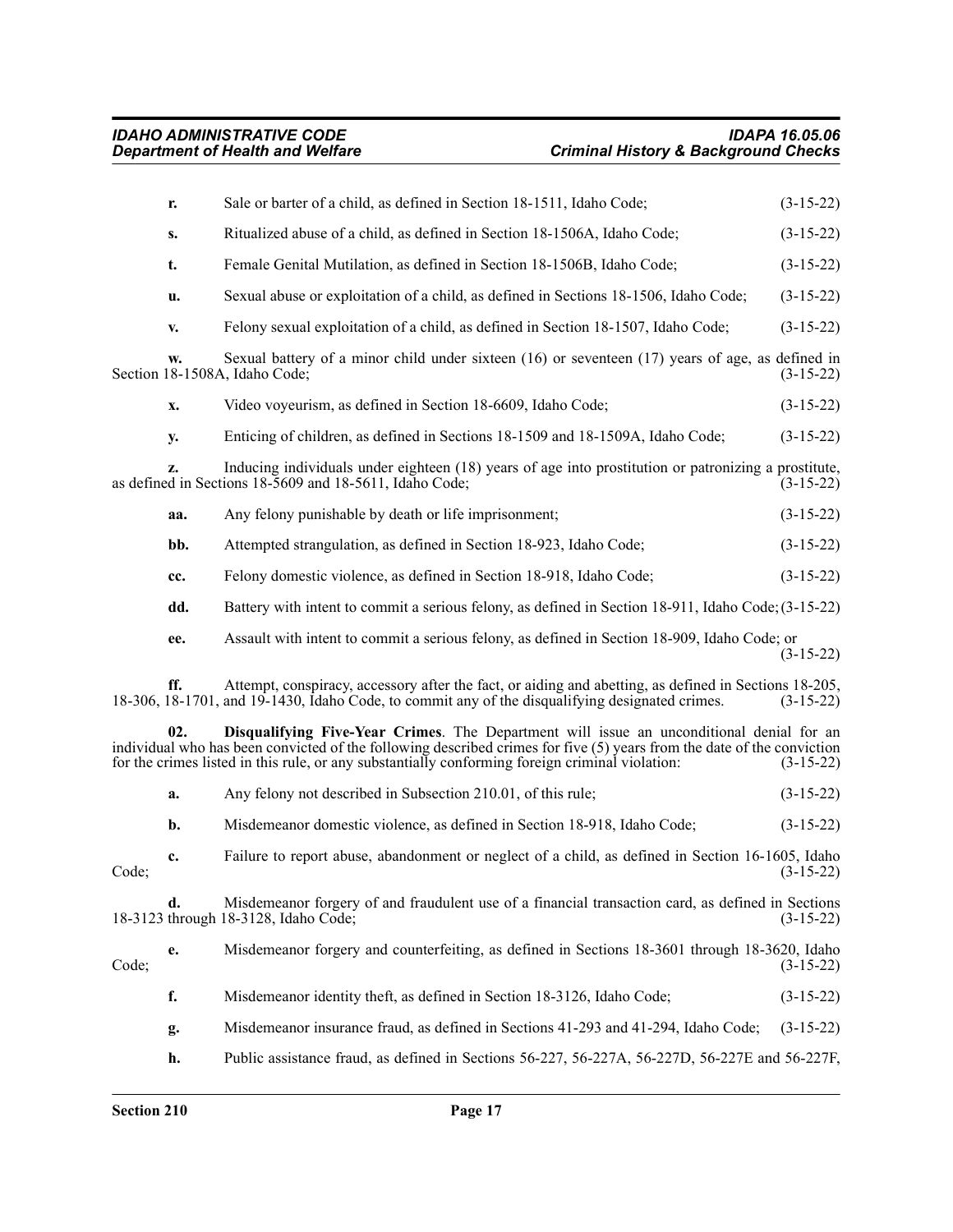**r.** Sale or barter of a child, as defined in Section 18-1511, Idaho Code; (3-15-22)

**s.** Ritualized abuse of a child, as defined in Section 18-1506A, Idaho Code; (3-15-22)

**t.** Female Genital Mutilation, as defined in Section 18-1506B, Idaho Code; (3-15-22)

**u.** Sexual abuse or exploitation of a child, as defined in Sections 18-1506, Idaho Code; (3-15-22)

**v.** Felony sexual exploitation of a child, as defined in Section 18-1507, Idaho Code; (3-15-22)

**w.** Sexual battery of a minor child under sixteen (16) or seventeen (17) years of age, as defined in Section 18-1508A, Idaho Code; (3-15-22)

**x.** Video voyeurism, as defined in Section 18-6609, Idaho Code; (3-15-22)

**y.** Enticing of children, as defined in Sections 18-1509 and 18-1509A, Idaho Code; (3-15-22)

**z.** Inducing individuals under eighteen (18) years of age into prostitution or patronizing a prostitute, as defined in Sections 18-5609 and 18-5611, Idaho Code; (3-15-22)

**aa.** Any felony punishable by death or life imprisonment; (3-15-22)

**bb.** Attempted strangulation, as defined in Section 18-923, Idaho Code; (3-15-22)

**cc.** Felony domestic violence, as defined in Section 18-918, Idaho Code; (3-15-22)

**dd.** Battery with intent to commit a serious felony, as defined in Section 18-911, Idaho Code; (3-15-22)

**ee.** Assault with intent to commit a serious felony, as defined in Section 18-909, Idaho Code; or (3-15-22)

**ff.** Attempt, conspiracy, accessory after the fact, or aiding and abetting, as defined in Sections 18-205, 18-306, 18-1701, and 19-1430, Idaho Code, to commit any of the disqualifying designated crimes. (3-15-22)

**02. Disqualifying Five-Year Crimes**. The Department will issue an unconditional denial for an individual who has been convicted of the following described crimes for five (5) years from the date of the conviction for the crimes listed in this rule, or any substantially conforming foreign criminal violation: (3-15-22)

**a.** Any felony not described in Subsection 210.01, of this rule; (3-15-22)

**b.** Misdemeanor domestic violence, as defined in Section 18-918, Idaho Code; (3-15-22)

**c.** Failure to report abuse, abandonment or neglect of a child, as defined in Section 16-1605, Idaho Code; (3-15-22)

**d.** Misdemeanor forgery of and fraudulent use of a financial transaction card, as defined in Sections 18-3123 through 18-3128, Idaho Code; (3-15-22)

**e.** Misdemeanor forgery and counterfeiting, as defined in Sections 18-3601 through 18-3620, Idaho Code; (3-15-22)

**f.** Misdemeanor identity theft, as defined in Section 18-3126, Idaho Code; (3-15-22)

**g.** Misdemeanor insurance fraud, as defined in Sections 41-293 and 41-294, Idaho Code; (3-15-22)

**h.** Public assistance fraud, as defined in Sections 56-227, 56-227A, 56-227D, 56-227E and 56-227F,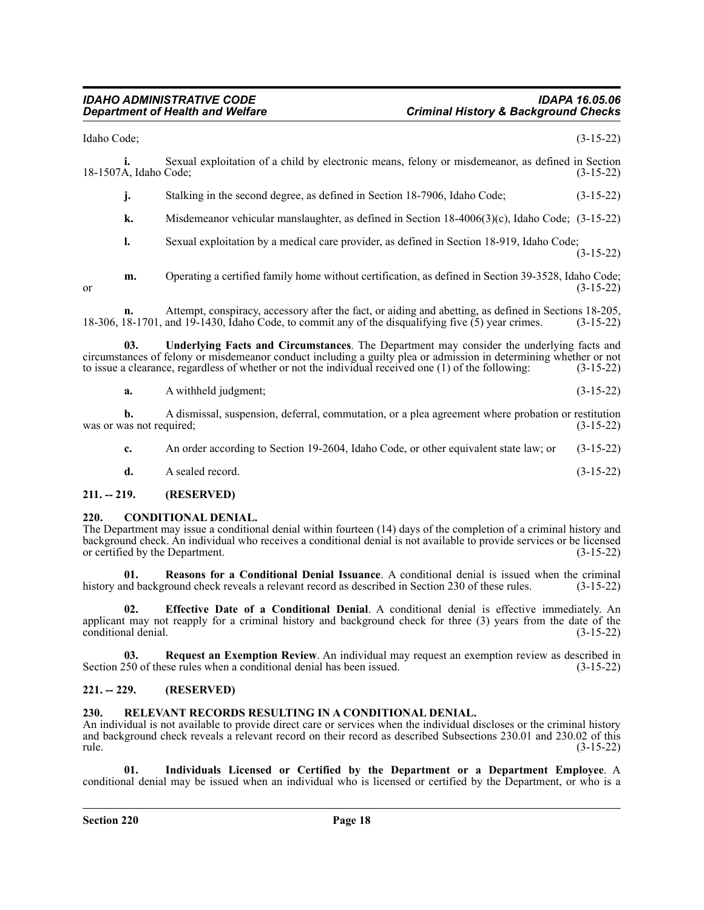Idaho Code; (3-15-22)

**i.** Sexual exploitation of a child by electronic means, felony or misdemeanor, as defined in Section 18-1507A, Idaho Code; (3-15-22)

**j.** Stalking in the second degree, as defined in Section 18-7906, Idaho Code; (3-15-22)

**k.** Misdemeanor vehicular manslaughter, as defined in Section 18-4006(3)(c), Idaho Code; (3-15-22)

**l.** Sexual exploitation by a medical care provider, as defined in Section 18-919, Idaho Code; (3-15-22)

**m.** Operating a certified family home without certification, as defined in Section 39-3528, Idaho Code; or (3-15-22)

**n.** Attempt, conspiracy, accessory after the fact, or aiding and abetting, as defined in Sections 18-205, 18-306, 18-1701, and 19-1430, Idaho Code, to commit any of the disqualifying five (5) year crimes. (3-15-22)

**03. Underlying Facts and Circumstances**. The Department may consider the underlying facts and circumstances of felony or misdemeanor conduct including a guilty plea or admission in determining whether or not to issue a clearance, regardless of whether or not the individual received one (1) of the following: (3-15-22)

**a.** A withheld judgment; (3-15-22)

**b.** A dismissal, suspension, deferral, commutation, or a plea agreement where probation or restitution was or was not required; (3-15-22)

**c.** An order according to Section 19-2604, Idaho Code, or other equivalent state law; or (3-15-22)

**d.** A sealed record. (3-15-22)

## 211. -- 219. (RESERVED)

## 220. CONDITIONAL DENIAL.

The Department may issue a conditional denial within fourteen (14) days of the completion of a criminal history and background check. An individual who receives a conditional denial is not available to provide services or be licensed or certified by the Department. (3-15-22)

**01. Reasons for a Conditional Denial Issuance**. A conditional denial is issued when the criminal history and background check reveals a relevant record as described in Section 230 of these rules. (3-15-22)

**02. Effective Date of a Conditional Denial**. A conditional denial is effective immediately. An applicant may not reapply for a criminal history and background check for three (3) years from the date of the conditional denial. (3-15-22)

**03. Request an Exemption Review**. An individual may request an exemption review as described in Section 250 of these rules when a conditional denial has been issued. (3-15-22)

## 221. -- 229. (RESERVED)

## 230. RELEVANT RECORDS RESULTING IN A CONDITIONAL DENIAL.

An individual is not available to provide direct care or services when the individual discloses or the criminal history and background check reveals a relevant record on their record as described Subsections 230.01 and 230.02 of this rule. (3-15-22)

**01. Individuals Licensed or Certified by the Department or a Department Employee**. A conditional denial may be issued when an individual who is licensed or certified by the Department, or who is a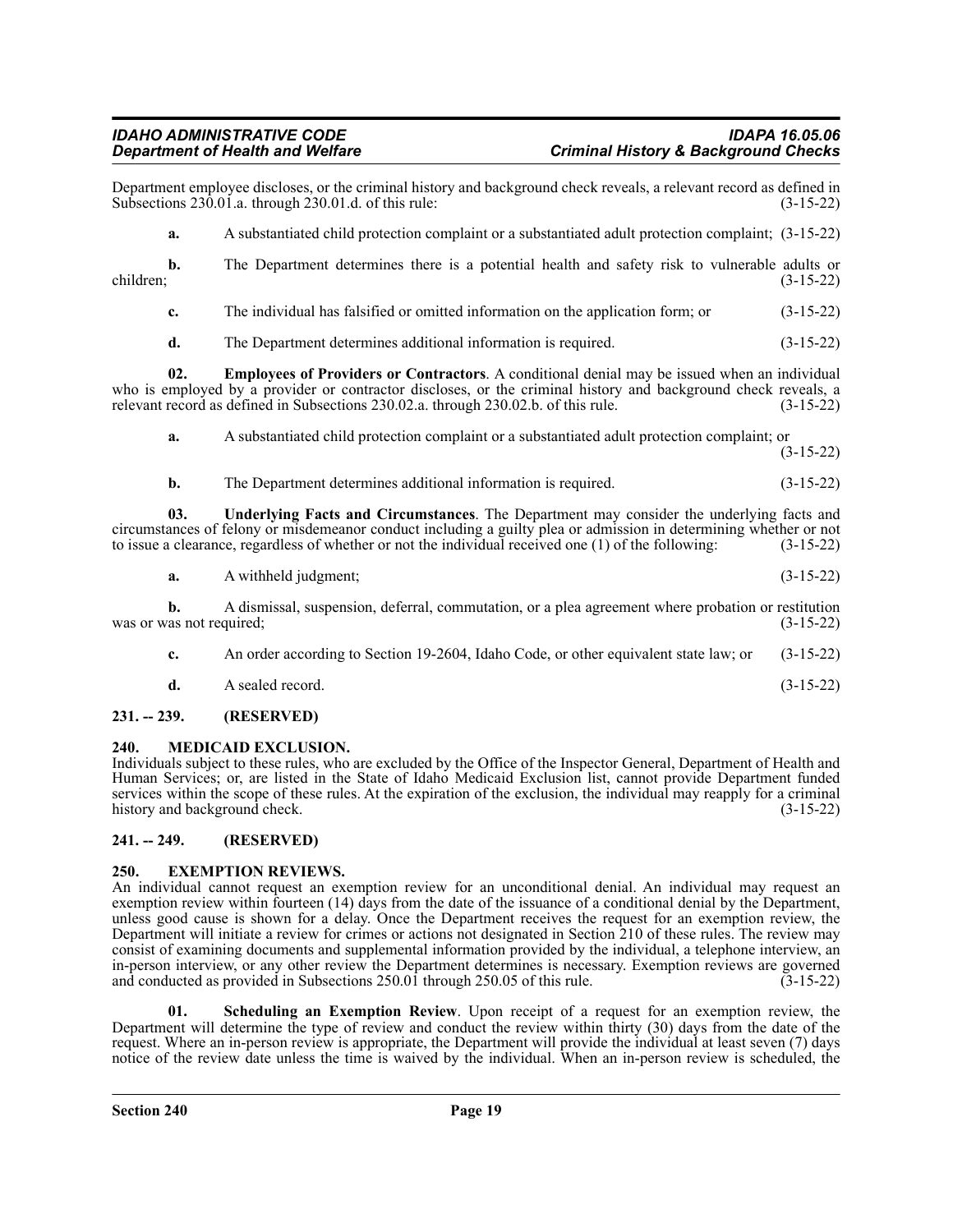Department employee discloses, or the criminal history and background check reveals, a relevant record as defined in Subsections 230.01.a. through 230.01.d. of this rule: (3-15-22)

**a.** A substantiated child protection complaint or a substantiated adult protection complaint; (3-15-22)

**b.** The Department determines there is a potential health and safety risk to vulnerable adults or children; (3-15-22)

**c.** The individual has falsified or omitted information on the application form; or (3-15-22)

**d.** The Department determines additional information is required. (3-15-22)

**02. Employees of Providers or Contractors**. A conditional denial may be issued when an individual who is employed by a provider or contractor discloses, or the criminal history and background check reveals, a relevant record as defined in Subsections 230.02.a. through 230.02.b. of this rule. (3-15-22)

**a.** A substantiated child protection complaint or a substantiated adult protection complaint; or (3-15-22)

**b.** The Department determines additional information is required. (3-15-22)

**03. Underlying Facts and Circumstances**. The Department may consider the underlying facts and circumstances of felony or misdemeanor conduct including a guilty plea or admission in determining whether or not to issue a clearance, regardless of whether or not the individual received one (1) of the following: (3-15-22)

**a.** A withheld judgment; (3-15-22)

**b.** A dismissal, suspension, deferral, commutation, or a plea agreement where probation or restitution was or was not required; (3-15-22)

**c.** An order according to Section 19-2604, Idaho Code, or other equivalent state law; or (3-15-22)

**d.** A sealed record. (3-15-22)

## 231. -- 239. (RESERVED)

## 240. MEDICAID EXCLUSION.

Individuals subject to these rules, who are excluded by the Office of the Inspector General, Department of Health and Human Services; or, are listed in the State of Idaho Medicaid Exclusion list, cannot provide Department funded services within the scope of these rules. At the expiration of the exclusion, the individual may reapply for a criminal history and background check. (3-15-22)

## 241. -- 249. (RESERVED)

## 250. EXEMPTION REVIEWS.

An individual cannot request an exemption review for an unconditional denial. An individual may request an exemption review within fourteen (14) days from the date of the issuance of a conditional denial by the Department, unless good cause is shown for a delay. Once the Department receives the request for an exemption review, the Department will initiate a review for crimes or actions not designated in Section 210 of these rules. The review may consist of examining documents and supplemental information provided by the individual, a telephone interview, an in-person interview, or any other review the Department determines is necessary. Exemption reviews are governed and conducted as provided in Subsections 250.01 through 250.05 of this rule. (3-15-22)

**01. Scheduling an Exemption Review**. Upon receipt of a request for an exemption review, the Department will determine the type of review and conduct the review within thirty (30) days from the date of the request. Where an in-person review is appropriate, the Department will provide the individual at least seven (7) days notice of the review date unless the time is waived by the individual. When an in-person review is scheduled, the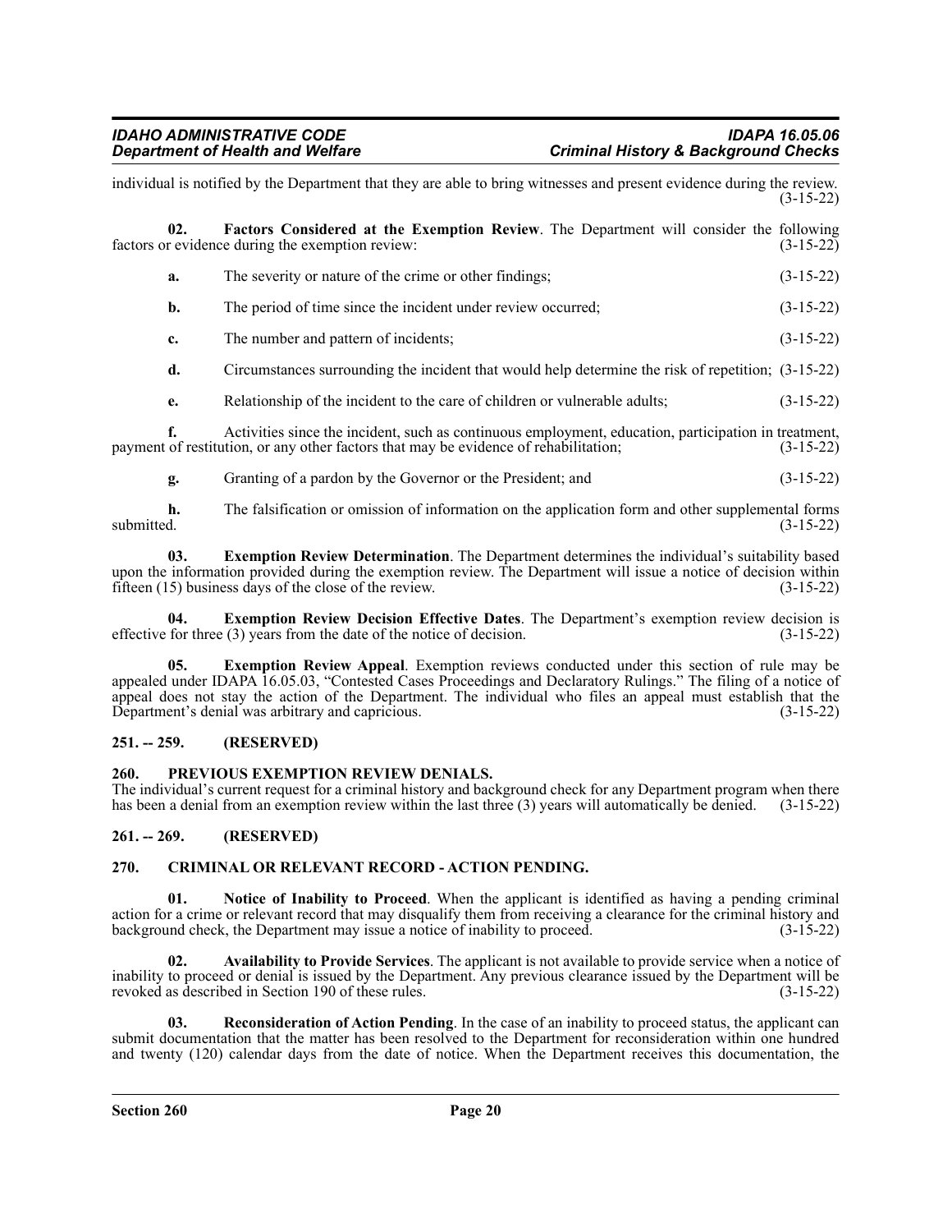individual is notified by the Department that they are able to bring witnesses and present evidence during the review. (3-15-22)

**02. Factors Considered at the Exemption Review**. The Department will consider the following factors or evidence during the exemption review: (3-15-22)

**a.** The severity or nature of the crime or other findings; (3-15-22)

**b.** The period of time since the incident under review occurred; (3-15-22)

**c.** The number and pattern of incidents; (3-15-22)

**d.** Circumstances surrounding the incident that would help determine the risk of repetition; (3-15-22)

**e.** Relationship of the incident to the care of children or vulnerable adults; (3-15-22)

**f.** Activities since the incident, such as continuous employment, education, participation in treatment, payment of restitution, or any other factors that may be evidence of rehabilitation; (3-15-22)

**g.** Granting of a pardon by the Governor or the President; and (3-15-22)

**h.** The falsification or omission of information on the application form and other supplemental forms submitted. (3-15-22)

**03. Exemption Review Determination**. The Department determines the individual's suitability based upon the information provided during the exemption review. The Department will issue a notice of decision within fifteen (15) business days of the close of the review. (3-15-22)

**04. Exemption Review Decision Effective Dates**. The Department's exemption review decision is effective for three (3) years from the date of the notice of decision. (3-15-22)

**05. Exemption Review Appeal**. Exemption reviews conducted under this section of rule may be appealed under IDAPA 16.05.03, "Contested Cases Proceedings and Declaratory Rulings." The filing of a notice of appeal does not stay the action of the Department. The individual who files an appeal must establish that the Department's denial was arbitrary and capricious. (3-15-22)

## 251. -- 259. (RESERVED)

## 260. PREVIOUS EXEMPTION REVIEW DENIALS.

The individual's current request for a criminal history and background check for any Department program when there has been a denial from an exemption review within the last three (3) years will automatically be denied. (3-15-22)

## 261. -- 269. (RESERVED)

## 270. CRIMINAL OR RELEVANT RECORD - ACTION PENDING.

**01. Notice of Inability to Proceed**. When the applicant is identified as having a pending criminal action for a crime or relevant record that may disqualify them from receiving a clearance for the criminal history and background check, the Department may issue a notice of inability to proceed. (3-15-22)

**02. Availability to Provide Services**. The applicant is not available to provide service when a notice of inability to proceed or denial is issued by the Department. Any previous clearance issued by the Department will be revoked as described in Section 190 of these rules. (3-15-22)

**03. Reconsideration of Action Pending**. In the case of an inability to proceed status, the applicant can submit documentation that the matter has been resolved to the Department for reconsideration within one hundred and twenty (120) calendar days from the date of notice. When the Department receives this documentation, the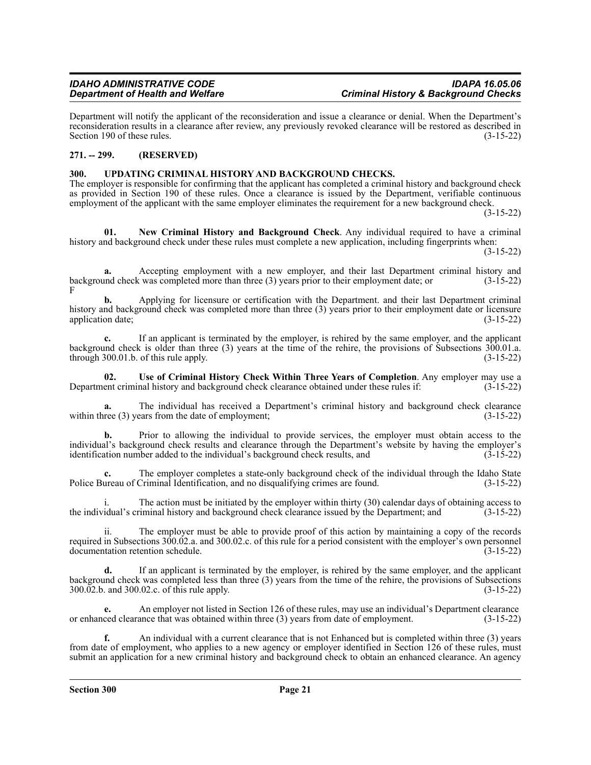Department will notify the applicant of the reconsideration and issue a clearance or denial. When the Department's reconsideration results in a clearance after review, any previously revoked clearance will be restored as described in Section 190 of these rules. (3-15-22)

**271. -- 299. (RESERVED)**

**300. UPDATING CRIMINAL HISTORY AND BACKGROUND CHECKS.**

The employer is responsible for confirming that the applicant has completed a criminal history and background check as provided in Section 190 of these rules. Once a clearance is issued by the Department, verifiable continuous employment of the applicant with the same employer eliminates the requirement for a new background check. (3-15-22)

**01. New Criminal History and Background Check**. Any individual required to have a criminal history and background check under these rules must complete a new application, including fingerprints when: (3-15-22)

**a.** Accepting employment with a new employer, and their last Department criminal history and background check was completed more than three (3) years prior to their employment date; or (3-15-22)
F

**b.** Applying for licensure or certification with the Department. and their last Department criminal history and background check was completed more than three (3) years prior to their employment date or licensure application date; (3-15-22)

**c.** If an applicant is terminated by the employer, is rehired by the same employer, and the applicant background check is older than three (3) years at the time of the rehire, the provisions of Subsections 300.01.a. through 300.01.b. of this rule apply. (3-15-22)

**02. Use of Criminal History Check Within Three Years of Completion**. Any employer may use a Department criminal history and background check clearance obtained under these rules if: (3-15-22)

**a.** The individual has received a Department's criminal history and background check clearance within three (3) years from the date of employment; (3-15-22)

**b.** Prior to allowing the individual to provide services, the employer must obtain access to the individual's background check results and clearance through the Department's website by having the employer's identification number added to the individual's background check results, and (3-15-22)

**c.** The employer completes a state-only background check of the individual through the Idaho State Police Bureau of Criminal Identification, and no disqualifying crimes are found. (3-15-22)

i. The action must be initiated by the employer within thirty (30) calendar days of obtaining access to the individual's criminal history and background check clearance issued by the Department; and (3-15-22)

ii. The employer must be able to provide proof of this action by maintaining a copy of the records required in Subsections 300.02.a. and 300.02.c. of this rule for a period consistent with the employer's own personnel documentation retention schedule. (3-15-22)

**d.** If an applicant is terminated by the employer, is rehired by the same employer, and the applicant background check was completed less than three (3) years from the time of the rehire, the provisions of Subsections 300.02.b. and 300.02.c. of this rule apply. (3-15-22)

**e.** An employer not listed in Section 126 of these rules, may use an individual's Department clearance or enhanced clearance that was obtained within three (3) years from date of employment. (3-15-22)

**f.** An individual with a current clearance that is not Enhanced but is completed within three (3) years from date of employment, who applies to a new agency or employer identified in Section 126 of these rules, must submit an application for a new criminal history and background check to obtain an enhanced clearance. An agency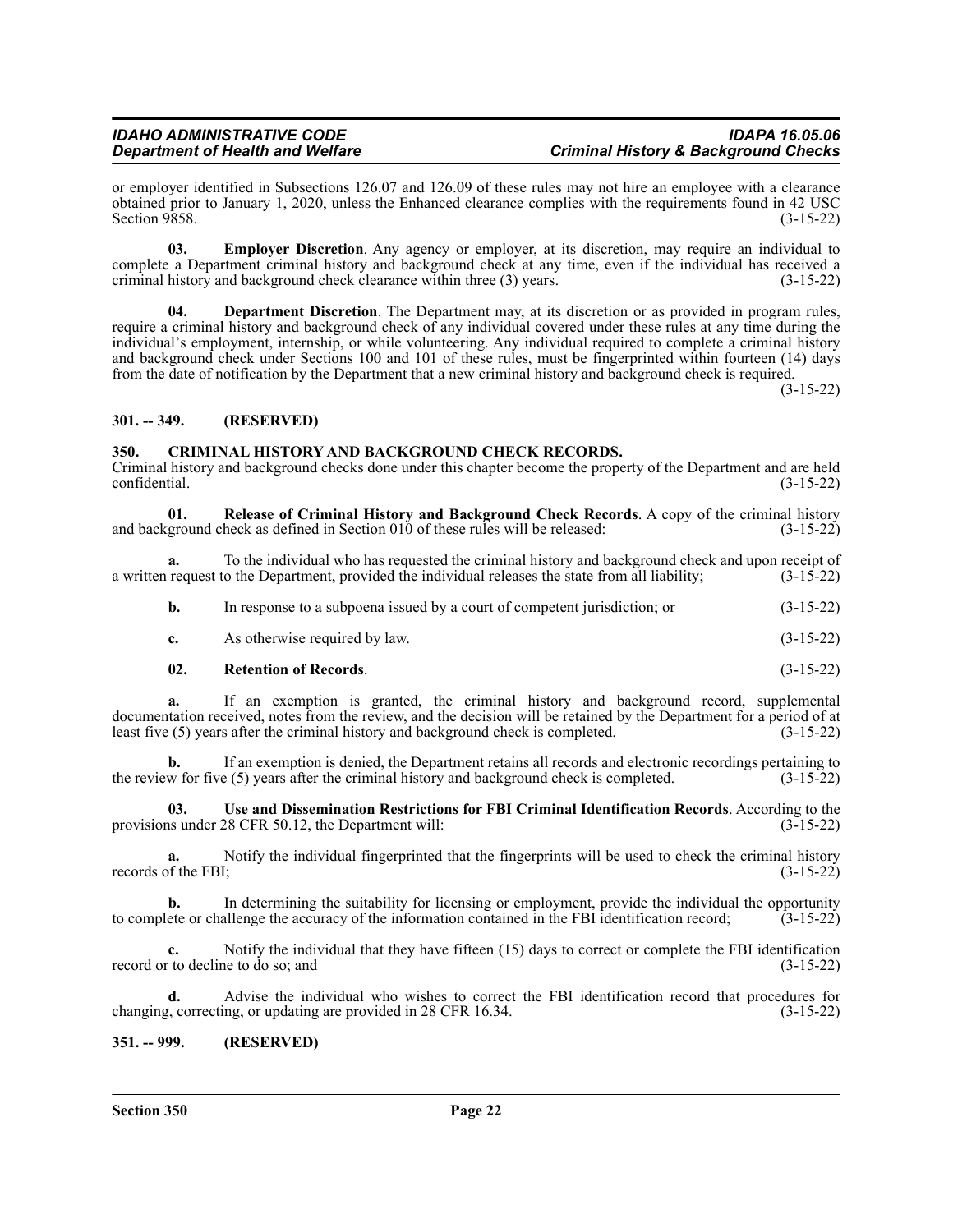or employer identified in Subsections 126.07 and 126.09 of these rules may not hire an employee with a clearance obtained prior to January 1, 2020, unless the Enhanced clearance complies with the requirements found in 42 USC Section 9858. (3-15-22)

**03. Employer Discretion**. Any agency or employer, at its discretion, may require an individual to complete a Department criminal history and background check at any time, even if the individual has received a criminal history and background check clearance within three (3) years. (3-15-22)

**04. Department Discretion**. The Department may, at its discretion or as provided in program rules, require a criminal history and background check of any individual covered under these rules at any time during the individual's employment, internship, or while volunteering. Any individual required to complete a criminal history and background check under Sections 100 and 101 of these rules, must be fingerprinted within fourteen (14) days from the date of notification by the Department that a new criminal history and background check is required. (3-15-22)

## 301. -- 349. (RESERVED)

## 350. CRIMINAL HISTORY AND BACKGROUND CHECK RECORDS.

Criminal history and background checks done under this chapter become the property of the Department and are held confidential. (3-15-22)

**01. Release of Criminal History and Background Check Records**. A copy of the criminal history and background check as defined in Section 010 of these rules will be released: (3-15-22)

**a.** To the individual who has requested the criminal history and background check and upon receipt of a written request to the Department, provided the individual releases the state from all liability; (3-15-22)

**b.** In response to a subpoena issued by a court of competent jurisdiction; or (3-15-22)

**c.** As otherwise required by law. (3-15-22)

**02. Retention of Records**. (3-15-22)

**a.** If an exemption is granted, the criminal history and background record, supplemental documentation received, notes from the review, and the decision will be retained by the Department for a period of at least five (5) years after the criminal history and background check is completed. (3-15-22)

**b.** If an exemption is denied, the Department retains all records and electronic recordings pertaining to the review for five (5) years after the criminal history and background check is completed. (3-15-22)

**03. Use and Dissemination Restrictions for FBI Criminal Identification Records**. According to the provisions under 28 CFR 50.12, the Department will: (3-15-22)

**a.** Notify the individual fingerprinted that the fingerprints will be used to check the criminal history records of the FBI; (3-15-22)

**b.** In determining the suitability for licensing or employment, provide the individual the opportunity to complete or challenge the accuracy of the information contained in the FBI identification record; (3-15-22)

**c.** Notify the individual that they have fifteen (15) days to correct or complete the FBI identification record or to decline to do so; and (3-15-22)

**d.** Advise the individual who wishes to correct the FBI identification record that procedures for changing, correcting, or updating are provided in 28 CFR 16.34. (3-15-22)

## 351. -- 999. (RESERVED)